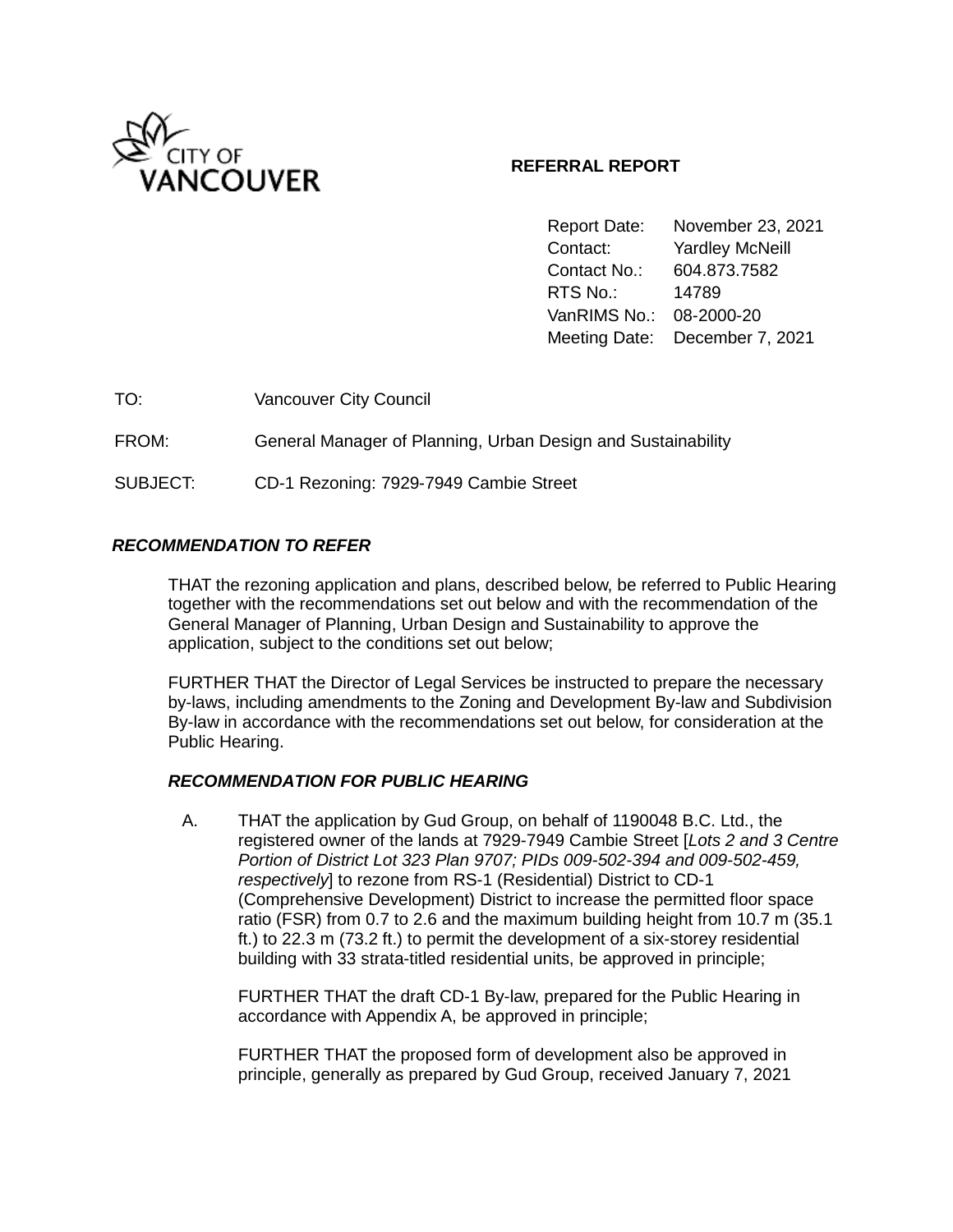CITY OF VANCOUVER

**REFERRAL REPORT**

| | |
|---|---|
| Report Date: | November 23, 2021 |
| Contact: | Yardley McNeill |
| Contact No.: | 604.873.7582 |
| RTS No.: | 14789 |
| VanRIMS No.: | 08-2000-20 |
| Meeting Date: | December 7, 2021 |

TO: Vancouver City Council

FROM: General Manager of Planning, Urban Design and Sustainability

SUBJECT: CD-1 Rezoning: 7929-7949 Cambie Street

## *RECOMMENDATION TO REFER*

THAT the rezoning application and plans, described below, be referred to Public Hearing together with the recommendations set out below and with the recommendation of the General Manager of Planning, Urban Design and Sustainability to approve the application, subject to the conditions set out below;

FURTHER THAT the Director of Legal Services be instructed to prepare the necessary by-laws, including amendments to the Zoning and Development By-law and Subdivision By-law in accordance with the recommendations set out below, for consideration at the Public Hearing.

### *RECOMMENDATION FOR PUBLIC HEARING*

A. THAT the application by Gud Group, on behalf of 1190048 B.C. Ltd., the registered owner of the lands at 7929-7949 Cambie Street [*Lots 2 and 3 Centre Portion of District Lot 323 Plan 9707; PIDs 009-502-394 and 009-502-459, respectively*] to rezone from RS-1 (Residential) District to CD-1 (Comprehensive Development) District to increase the permitted floor space ratio (FSR) from 0.7 to 2.6 and the maximum building height from 10.7 m (35.1 ft.) to 22.3 m (73.2 ft.) to permit the development of a six-storey residential building with 33 strata-titled residential units, be approved in principle;

FURTHER THAT the draft CD-1 By-law, prepared for the Public Hearing in accordance with Appendix A, be approved in principle;

FURTHER THAT the proposed form of development also be approved in principle, generally as prepared by Gud Group, received January 7, 2021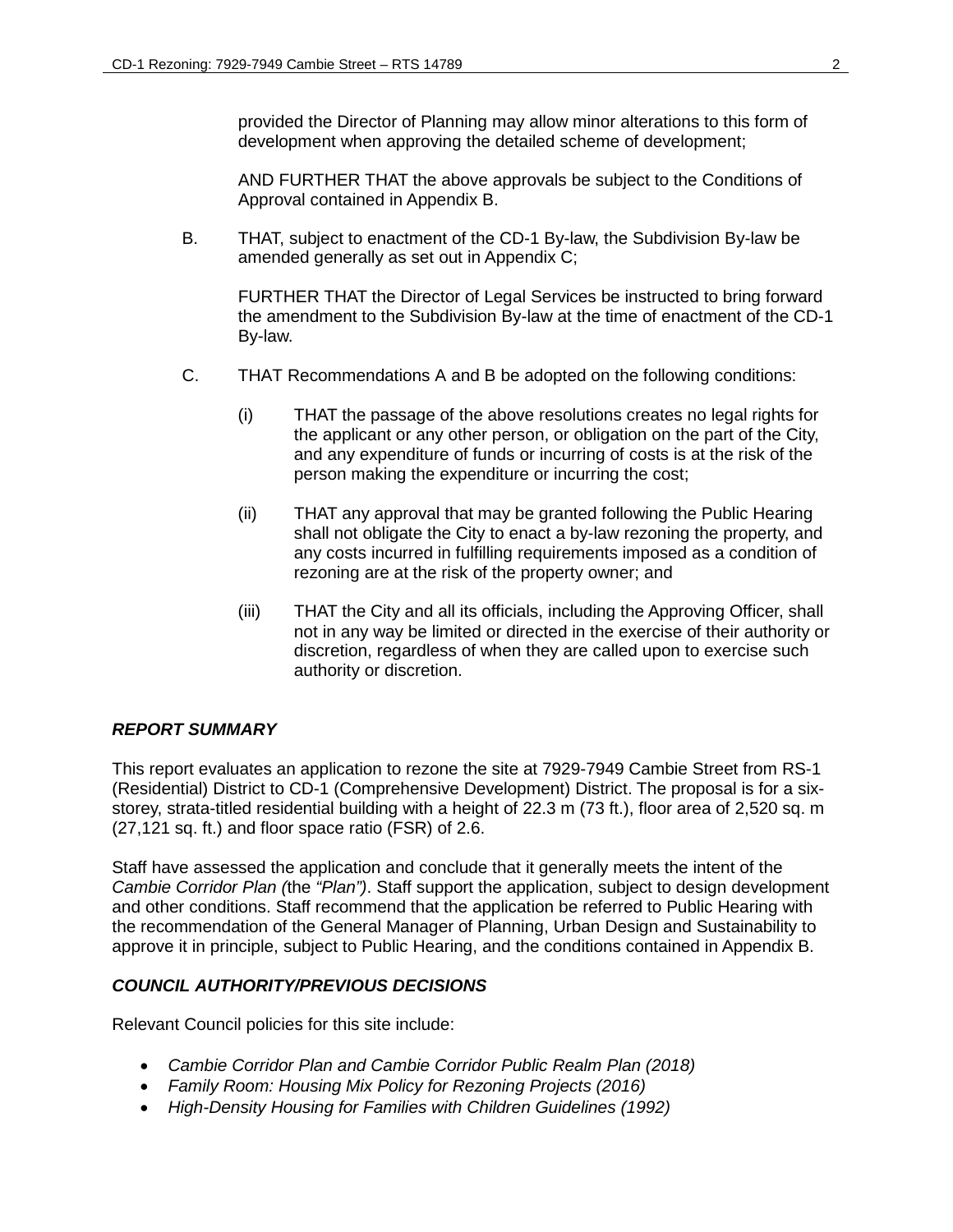provided the Director of Planning may allow minor alterations to this form of development when approving the detailed scheme of development;

AND FURTHER THAT the above approvals be subject to the Conditions of Approval contained in Appendix B.

B. THAT, subject to enactment of the CD-1 By-law, the Subdivision By-law be amended generally as set out in Appendix C;

FURTHER THAT the Director of Legal Services be instructed to bring forward the amendment to the Subdivision By-law at the time of enactment of the CD-1 By-law.

C. THAT Recommendations A and B be adopted on the following conditions:

(i) THAT the passage of the above resolutions creates no legal rights for the applicant or any other person, or obligation on the part of the City, and any expenditure of funds or incurring of costs is at the risk of the person making the expenditure or incurring the cost;

(ii) THAT any approval that may be granted following the Public Hearing shall not obligate the City to enact a by-law rezoning the property, and any costs incurred in fulfilling requirements imposed as a condition of rezoning are at the risk of the property owner; and

(iii) THAT the City and all its officials, including the Approving Officer, shall not in any way be limited or directed in the exercise of their authority or discretion, regardless of when they are called upon to exercise such authority or discretion.

***REPORT SUMMARY***

This report evaluates an application to rezone the site at 7929-7949 Cambie Street from RS-1 (Residential) District to CD-1 (Comprehensive Development) District. The proposal is for a six-storey, strata-titled residential building with a height of 22.3 m (73 ft.), floor area of 2,520 sq. m (27,121 sq. ft.) and floor space ratio (FSR) of 2.6.

Staff have assessed the application and conclude that it generally meets the intent of the *Cambie Corridor Plan (*the *"Plan")*. Staff support the application, subject to design development and other conditions. Staff recommend that the application be referred to Public Hearing with the recommendation of the General Manager of Planning, Urban Design and Sustainability to approve it in principle, subject to Public Hearing, and the conditions contained in Appendix B.

***COUNCIL AUTHORITY/PREVIOUS DECISIONS***

Relevant Council policies for this site include:

- *Cambie Corridor Plan and Cambie Corridor Public Realm Plan (2018)*
- *Family Room: Housing Mix Policy for Rezoning Projects (2016)*
- *High-Density Housing for Families with Children Guidelines (1992)*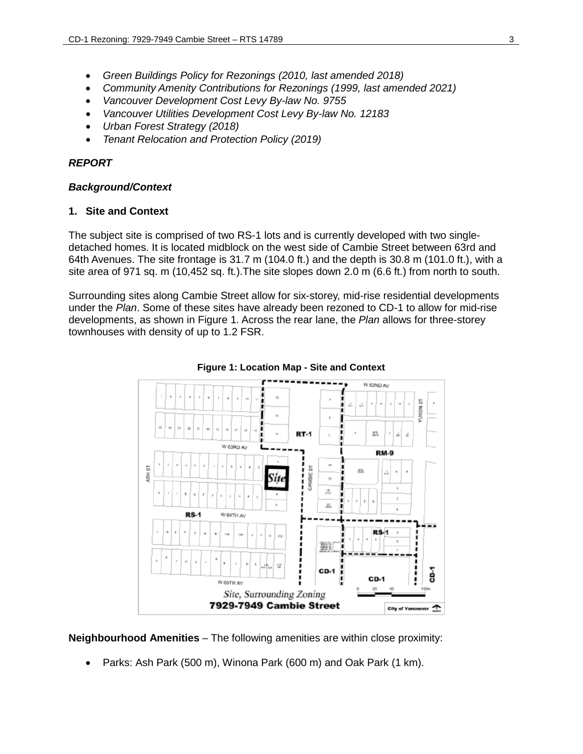- *Green Buildings Policy for Rezonings (2010, last amended 2018)*
- *Community Amenity Contributions for Rezonings (1999, last amended 2021)*
- *Vancouver Development Cost Levy By-law No. 9755*
- *Vancouver Utilities Development Cost Levy By-law No. 12183*
- *Urban Forest Strategy (2018)*
- *Tenant Relocation and Protection Policy (2019)*

***REPORT***

***Background/Context***

**1. Site and Context**

The subject site is comprised of two RS-1 lots and is currently developed with two single-detached homes. It is located midblock on the west side of Cambie Street between 63rd and 64th Avenues. The site frontage is 31.7 m (104.0 ft.) and the depth is 30.8 m (101.0 ft.), with a site area of 971 sq. m (10,452 sq. ft.).The site slopes down 2.0 m (6.6 ft.) from north to south.

Surrounding sites along Cambie Street allow for six-storey, mid-rise residential developments under the *Plan*. Some of these sites have already been rezoned to CD-1 to allow for mid-rise developments, as shown in Figure 1. Across the rear lane, the *Plan* allows for three-storey townhouses with density of up to 1.2 FSR.

**Figure 1: Location Map - Site and Context**

**Neighbourhood Amenities** – The following amenities are within close proximity:

- Parks: Ash Park (500 m), Winona Park (600 m) and Oak Park (1 km).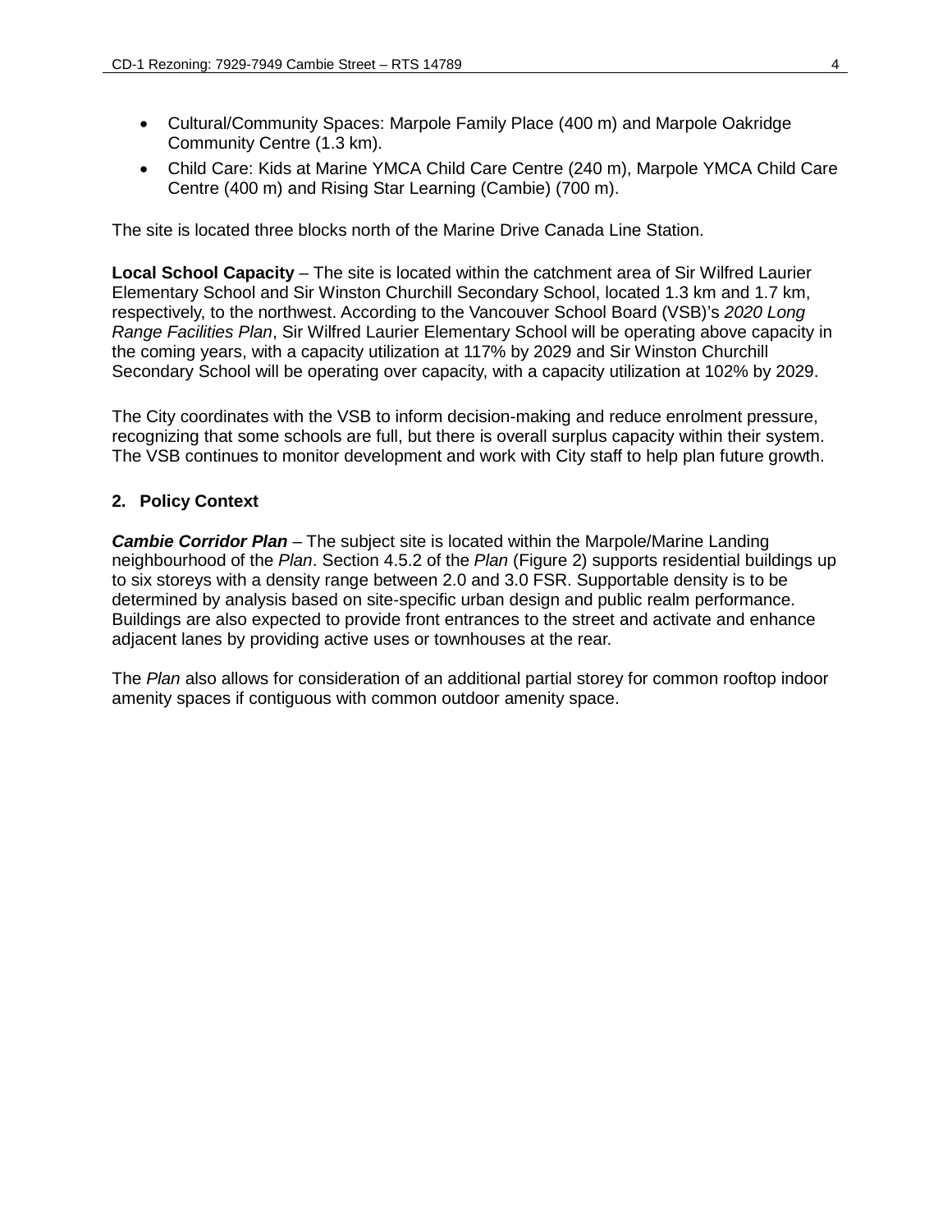- Cultural/Community Spaces: Marpole Family Place (400 m) and Marpole Oakridge Community Centre (1.3 km).
- Child Care: Kids at Marine YMCA Child Care Centre (240 m), Marpole YMCA Child Care Centre (400 m) and Rising Star Learning (Cambie) (700 m).

The site is located three blocks north of the Marine Drive Canada Line Station.

**Local School Capacity** – The site is located within the catchment area of Sir Wilfred Laurier Elementary School and Sir Winston Churchill Secondary School, located 1.3 km and 1.7 km, respectively, to the northwest. According to the Vancouver School Board (VSB)'s *2020 Long Range Facilities Plan*, Sir Wilfred Laurier Elementary School will be operating above capacity in the coming years, with a capacity utilization at 117% by 2029 and Sir Winston Churchill Secondary School will be operating over capacity, with a capacity utilization at 102% by 2029.

The City coordinates with the VSB to inform decision-making and reduce enrolment pressure, recognizing that some schools are full, but there is overall surplus capacity within their system. The VSB continues to monitor development and work with City staff to help plan future growth.

## 2. Policy Context

***Cambie Corridor Plan*** – The subject site is located within the Marpole/Marine Landing neighbourhood of the *Plan*. Section 4.5.2 of the *Plan* (Figure 2) supports residential buildings up to six storeys with a density range between 2.0 and 3.0 FSR. Supportable density is to be determined by analysis based on site-specific urban design and public realm performance. Buildings are also expected to provide front entrances to the street and activate and enhance adjacent lanes by providing active uses or townhouses at the rear.

The *Plan* also allows for consideration of an additional partial storey for common rooftop indoor amenity spaces if contiguous with common outdoor amenity space.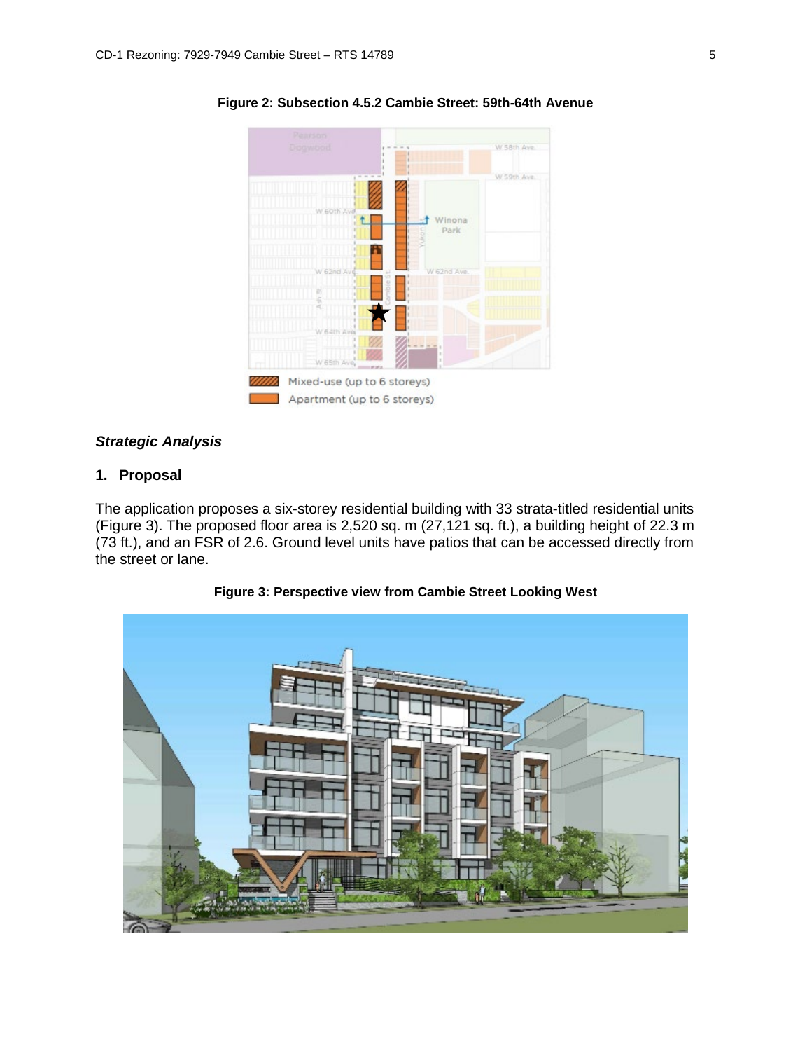**Figure 2: Subsection 4.5.2 Cambie Street: 59th-64th Avenue**

Mixed-use (up to 6 storeys)

Apartment (up to 6 storeys)

***Strategic Analysis***

**1. Proposal**

The application proposes a six-storey residential building with 33 strata-titled residential units (Figure 3). The proposed floor area is 2,520 sq. m (27,121 sq. ft.), a building height of 22.3 m (73 ft.), and an FSR of 2.6. Ground level units have patios that can be accessed directly from the street or lane.

**Figure 3: Perspective view from Cambie Street Looking West**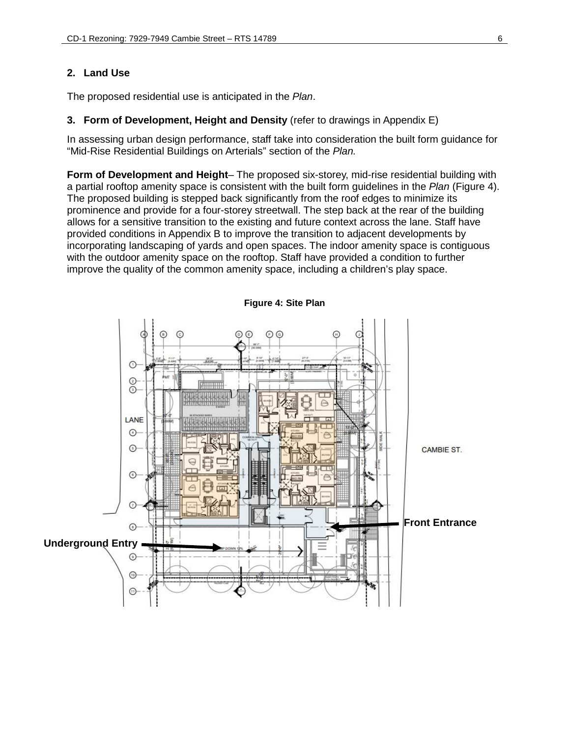## 2. Land Use

The proposed residential use is anticipated in the *Plan*.

## 3. Form of Development, Height and Density (refer to drawings in Appendix E)

In assessing urban design performance, staff take into consideration the built form guidance for "Mid-Rise Residential Buildings on Arterials" section of the *Plan.*

**Form of Development and Height**– The proposed six-storey, mid-rise residential building with a partial rooftop amenity space is consistent with the built form guidelines in the *Plan* (Figure 4). The proposed building is stepped back significantly from the roof edges to minimize its prominence and provide for a four-storey streetwall. The step back at the rear of the building allows for a sensitive transition to the existing and future context across the lane. Staff have provided conditions in Appendix B to improve the transition to adjacent developments by incorporating landscaping of yards and open spaces. The indoor amenity space is contiguous with the outdoor amenity space on the rooftop. Staff have provided a condition to further improve the quality of the common amenity space, including a children's play space.

**Figure 4: Site Plan**

LANE

CAMBIE ST.

Front Entrance

Underground Entry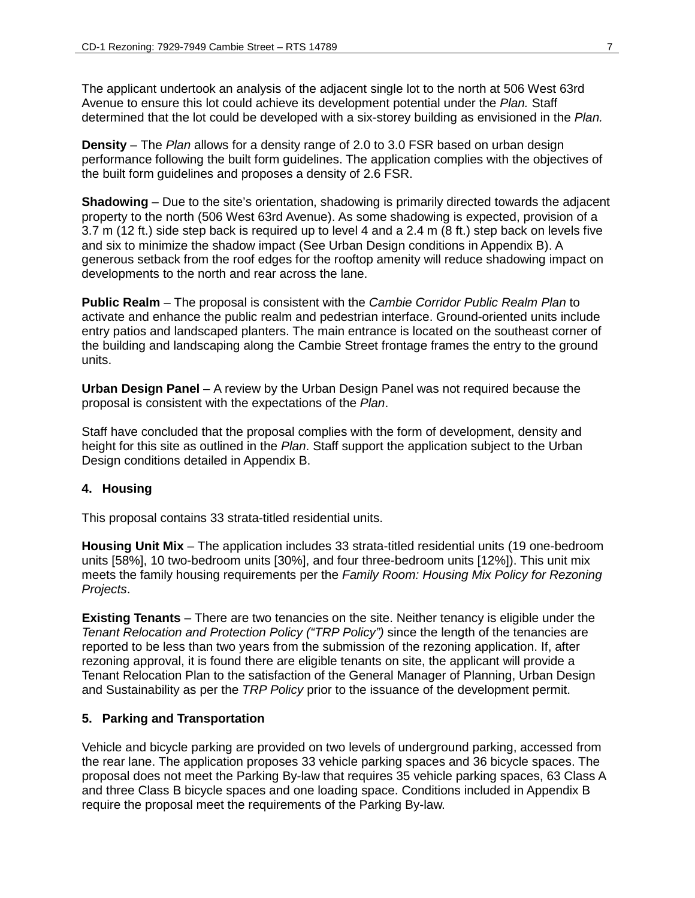The applicant undertook an analysis of the adjacent single lot to the north at 506 West 63rd Avenue to ensure this lot could achieve its development potential under the *Plan.* Staff determined that the lot could be developed with a six-storey building as envisioned in the *Plan.*

**Density** – The *Plan* allows for a density range of 2.0 to 3.0 FSR based on urban design performance following the built form guidelines. The application complies with the objectives of the built form guidelines and proposes a density of 2.6 FSR.

**Shadowing** – Due to the site's orientation, shadowing is primarily directed towards the adjacent property to the north (506 West 63rd Avenue). As some shadowing is expected, provision of a 3.7 m (12 ft.) side step back is required up to level 4 and a 2.4 m (8 ft.) step back on levels five and six to minimize the shadow impact (See Urban Design conditions in Appendix B). A generous setback from the roof edges for the rooftop amenity will reduce shadowing impact on developments to the north and rear across the lane.

**Public Realm** – The proposal is consistent with the *Cambie Corridor Public Realm Plan* to activate and enhance the public realm and pedestrian interface. Ground-oriented units include entry patios and landscaped planters. The main entrance is located on the southeast corner of the building and landscaping along the Cambie Street frontage frames the entry to the ground units.

**Urban Design Panel** – A review by the Urban Design Panel was not required because the proposal is consistent with the expectations of the *Plan*.

Staff have concluded that the proposal complies with the form of development, density and height for this site as outlined in the *Plan*. Staff support the application subject to the Urban Design conditions detailed in Appendix B.

### 4. Housing

This proposal contains 33 strata-titled residential units.

**Housing Unit Mix** – The application includes 33 strata-titled residential units (19 one-bedroom units [58%], 10 two-bedroom units [30%], and four three-bedroom units [12%]). This unit mix meets the family housing requirements per the *Family Room: Housing Mix Policy for Rezoning Projects*.

**Existing Tenants** – There are two tenancies on the site. Neither tenancy is eligible under the *Tenant Relocation and Protection Policy ("TRP Policy")* since the length of the tenancies are reported to be less than two years from the submission of the rezoning application. If, after rezoning approval, it is found there are eligible tenants on site, the applicant will provide a Tenant Relocation Plan to the satisfaction of the General Manager of Planning, Urban Design and Sustainability as per the *TRP Policy* prior to the issuance of the development permit.

### 5. Parking and Transportation

Vehicle and bicycle parking are provided on two levels of underground parking, accessed from the rear lane. The application proposes 33 vehicle parking spaces and 36 bicycle spaces. The proposal does not meet the Parking By-law that requires 35 vehicle parking spaces, 63 Class A and three Class B bicycle spaces and one loading space. Conditions included in Appendix B require the proposal meet the requirements of the Parking By-law.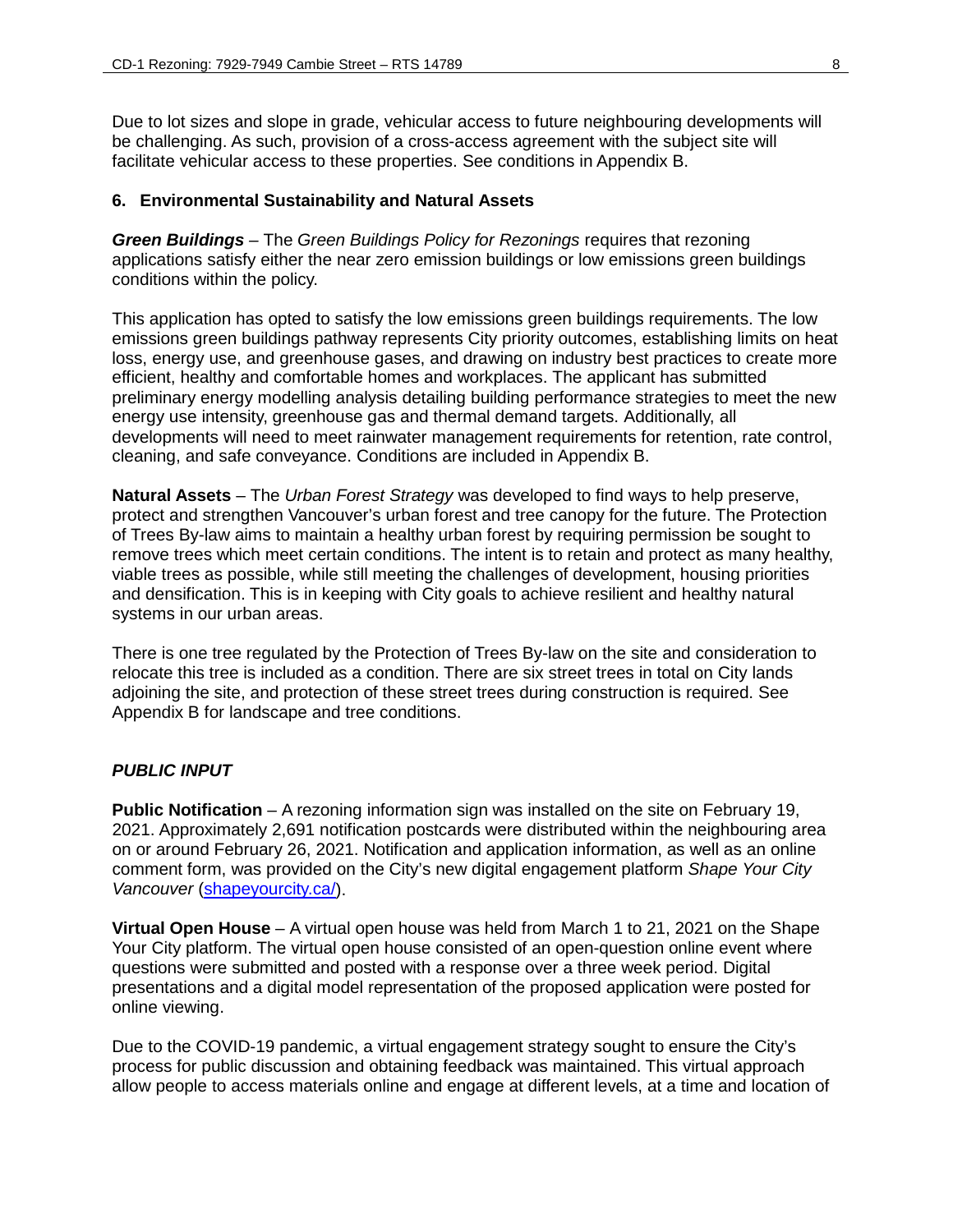Due to lot sizes and slope in grade, vehicular access to future neighbouring developments will be challenging. As such, provision of a cross-access agreement with the subject site will facilitate vehicular access to these properties. See conditions in Appendix B.

### 6. Environmental Sustainability and Natural Assets

***Green Buildings*** – The *Green Buildings Policy for Rezonings* requires that rezoning applications satisfy either the near zero emission buildings or low emissions green buildings conditions within the policy.

This application has opted to satisfy the low emissions green buildings requirements. The low emissions green buildings pathway represents City priority outcomes, establishing limits on heat loss, energy use, and greenhouse gases, and drawing on industry best practices to create more efficient, healthy and comfortable homes and workplaces. The applicant has submitted preliminary energy modelling analysis detailing building performance strategies to meet the new energy use intensity, greenhouse gas and thermal demand targets. Additionally, all developments will need to meet rainwater management requirements for retention, rate control, cleaning, and safe conveyance. Conditions are included in Appendix B.

**Natural Assets** – The *Urban Forest Strategy* was developed to find ways to help preserve, protect and strengthen Vancouver's urban forest and tree canopy for the future. The Protection of Trees By-law aims to maintain a healthy urban forest by requiring permission be sought to remove trees which meet certain conditions. The intent is to retain and protect as many healthy, viable trees as possible, while still meeting the challenges of development, housing priorities and densification. This is in keeping with City goals to achieve resilient and healthy natural systems in our urban areas.

There is one tree regulated by the Protection of Trees By-law on the site and consideration to relocate this tree is included as a condition. There are six street trees in total on City lands adjoining the site, and protection of these street trees during construction is required. See Appendix B for landscape and tree conditions.

### *PUBLIC INPUT*

**Public Notification** – A rezoning information sign was installed on the site on February 19, 2021. Approximately 2,691 notification postcards were distributed within the neighbouring area on or around February 26, 2021. Notification and application information, as well as an online comment form, was provided on the City's new digital engagement platform *Shape Your City Vancouver* ([shapeyourcity.ca/](shapeyourcity.ca/)).

**Virtual Open House** – A virtual open house was held from March 1 to 21, 2021 on the Shape Your City platform. The virtual open house consisted of an open-question online event where questions were submitted and posted with a response over a three week period. Digital presentations and a digital model representation of the proposed application were posted for online viewing.

Due to the COVID-19 pandemic, a virtual engagement strategy sought to ensure the City's process for public discussion and obtaining feedback was maintained. This virtual approach allow people to access materials online and engage at different levels, at a time and location of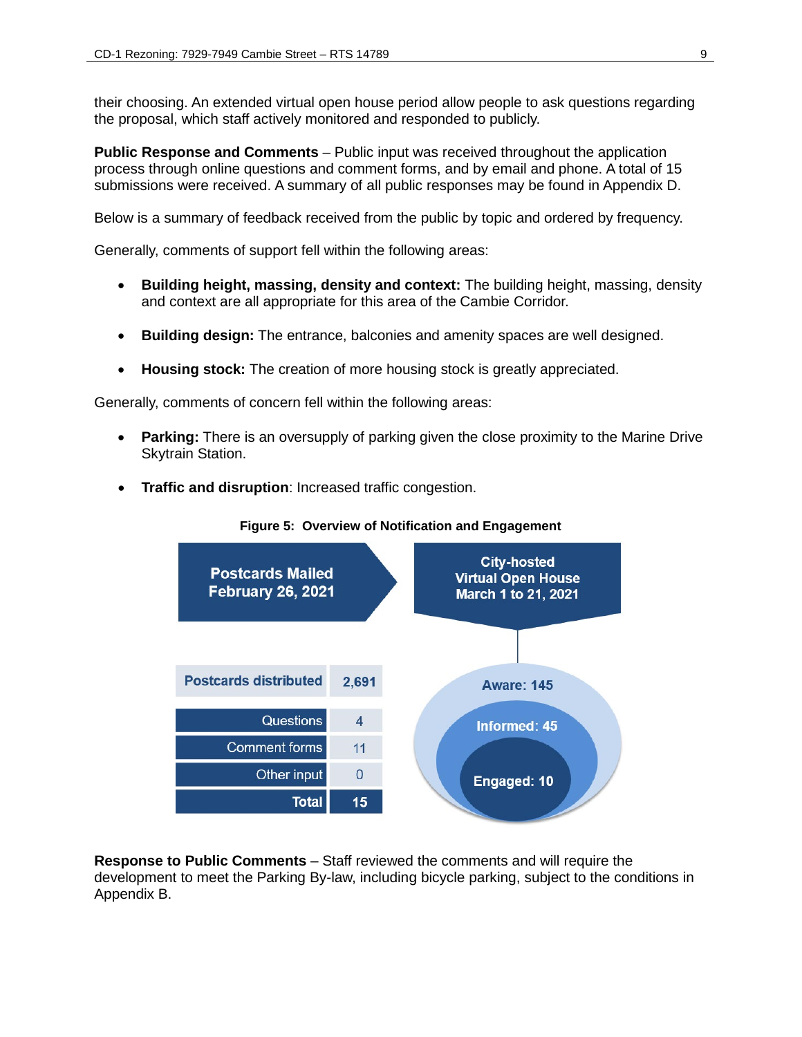their choosing. An extended virtual open house period allow people to ask questions regarding the proposal, which staff actively monitored and responded to publicly.

**Public Response and Comments** – Public input was received throughout the application process through online questions and comment forms, and by email and phone. A total of 15 submissions were received. A summary of all public responses may be found in Appendix D.

Below is a summary of feedback received from the public by topic and ordered by frequency.

Generally, comments of support fell within the following areas:

- **Building height, massing, density and context:** The building height, massing, density and context are all appropriate for this area of the Cambie Corridor.
- **Building design:** The entrance, balconies and amenity spaces are well designed.
- **Housing stock:** The creation of more housing stock is greatly appreciated.

Generally, comments of concern fell within the following areas:

- **Parking:** There is an oversupply of parking given the close proximity to the Marine Drive Skytrain Station.
- **Traffic and disruption**: Increased traffic congestion.

**Figure 5: Overview of Notification and Engagement**

Postcards Mailed February 26, 2021

City-hosted Virtual Open House March 1 to 21, 2021

| Postcards distributed | 2,691 |
|---|---|
| Questions | 4 |
| Comment forms | 11 |
| Other input | 0 |
| **Total** | **15** |

Aware: 145

Informed: 45

Engaged: 10

**Response to Public Comments** – Staff reviewed the comments and will require the development to meet the Parking By-law, including bicycle parking, subject to the conditions in Appendix B.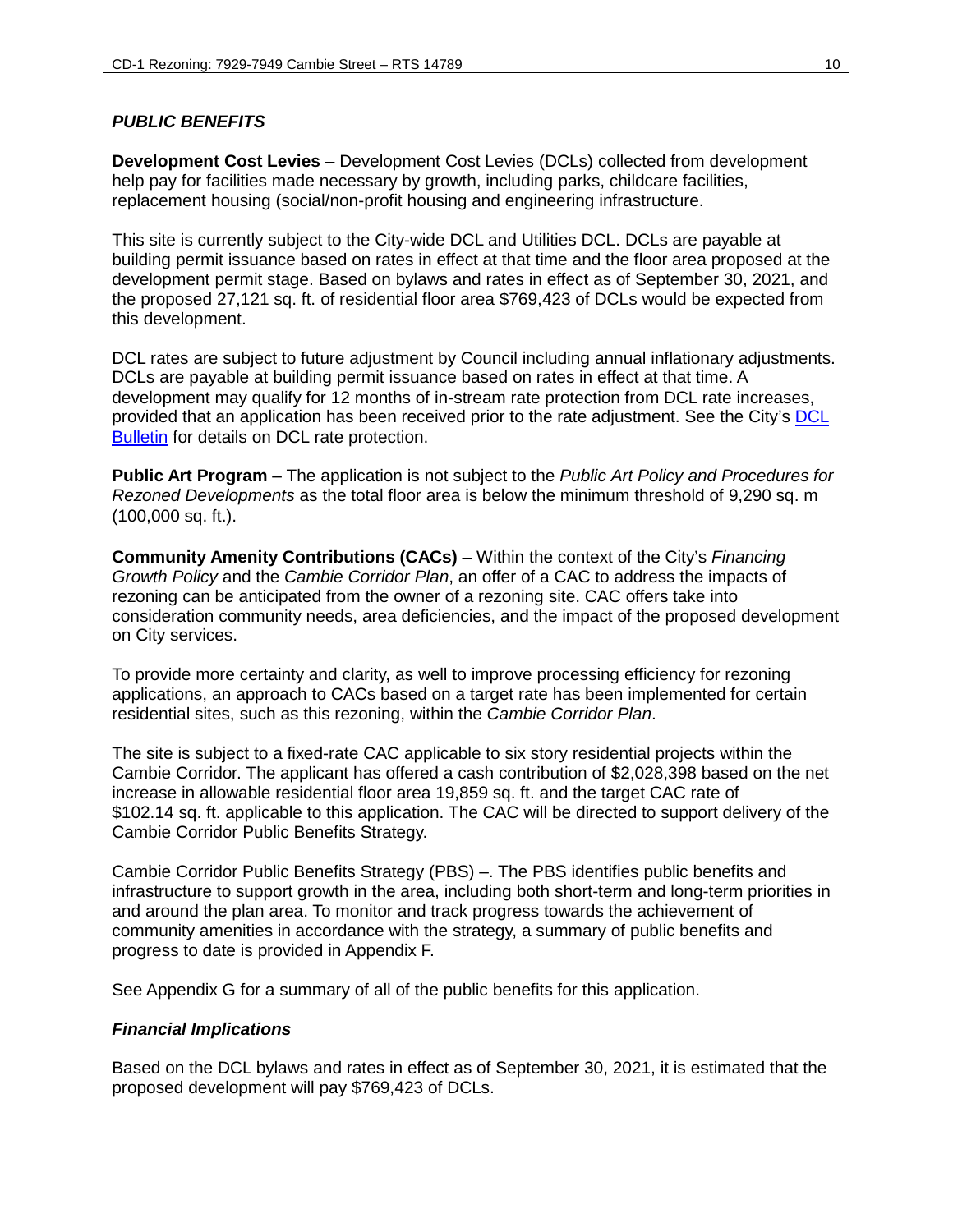### *PUBLIC BENEFITS*

**Development Cost Levies** – Development Cost Levies (DCLs) collected from development help pay for facilities made necessary by growth, including parks, childcare facilities, replacement housing (social/non-profit housing and engineering infrastructure.

This site is currently subject to the City-wide DCL and Utilities DCL. DCLs are payable at building permit issuance based on rates in effect at that time and the floor area proposed at the development permit stage. Based on bylaws and rates in effect as of September 30, 2021, and the proposed 27,121 sq. ft. of residential floor area $769,423 of DCLs would be expected from this development.

DCL rates are subject to future adjustment by Council including annual inflationary adjustments. DCLs are payable at building permit issuance based on rates in effect at that time. A development may qualify for 12 months of in-stream rate protection from DCL rate increases, provided that an application has been received prior to the rate adjustment. See the City's DCL Bulletin for details on DCL rate protection.

**Public Art Program** – The application is not subject to the *Public Art Policy and Procedures for Rezoned Developments* as the total floor area is below the minimum threshold of 9,290 sq. m (100,000 sq. ft.).

**Community Amenity Contributions (CACs)** – Within the context of the City's *Financing Growth Policy* and the *Cambie Corridor Plan*, an offer of a CAC to address the impacts of rezoning can be anticipated from the owner of a rezoning site. CAC offers take into consideration community needs, area deficiencies, and the impact of the proposed development on City services.

To provide more certainty and clarity, as well to improve processing efficiency for rezoning applications, an approach to CACs based on a target rate has been implemented for certain residential sites, such as this rezoning, within the *Cambie Corridor Plan*.

The site is subject to a fixed-rate CAC applicable to six story residential projects within the Cambie Corridor. The applicant has offered a cash contribution of $2,028,398 based on the net increase in allowable residential floor area 19,859 sq. ft. and the target CAC rate of $102.14 sq. ft. applicable to this application. The CAC will be directed to support delivery of the Cambie Corridor Public Benefits Strategy.

Cambie Corridor Public Benefits Strategy (PBS) –. The PBS identifies public benefits and infrastructure to support growth in the area, including both short-term and long-term priorities in and around the plan area. To monitor and track progress towards the achievement of community amenities in accordance with the strategy, a summary of public benefits and progress to date is provided in Appendix F.

See Appendix G for a summary of all of the public benefits for this application.

### *Financial Implications*

Based on the DCL bylaws and rates in effect as of September 30, 2021, it is estimated that the proposed development will pay $769,423 of DCLs.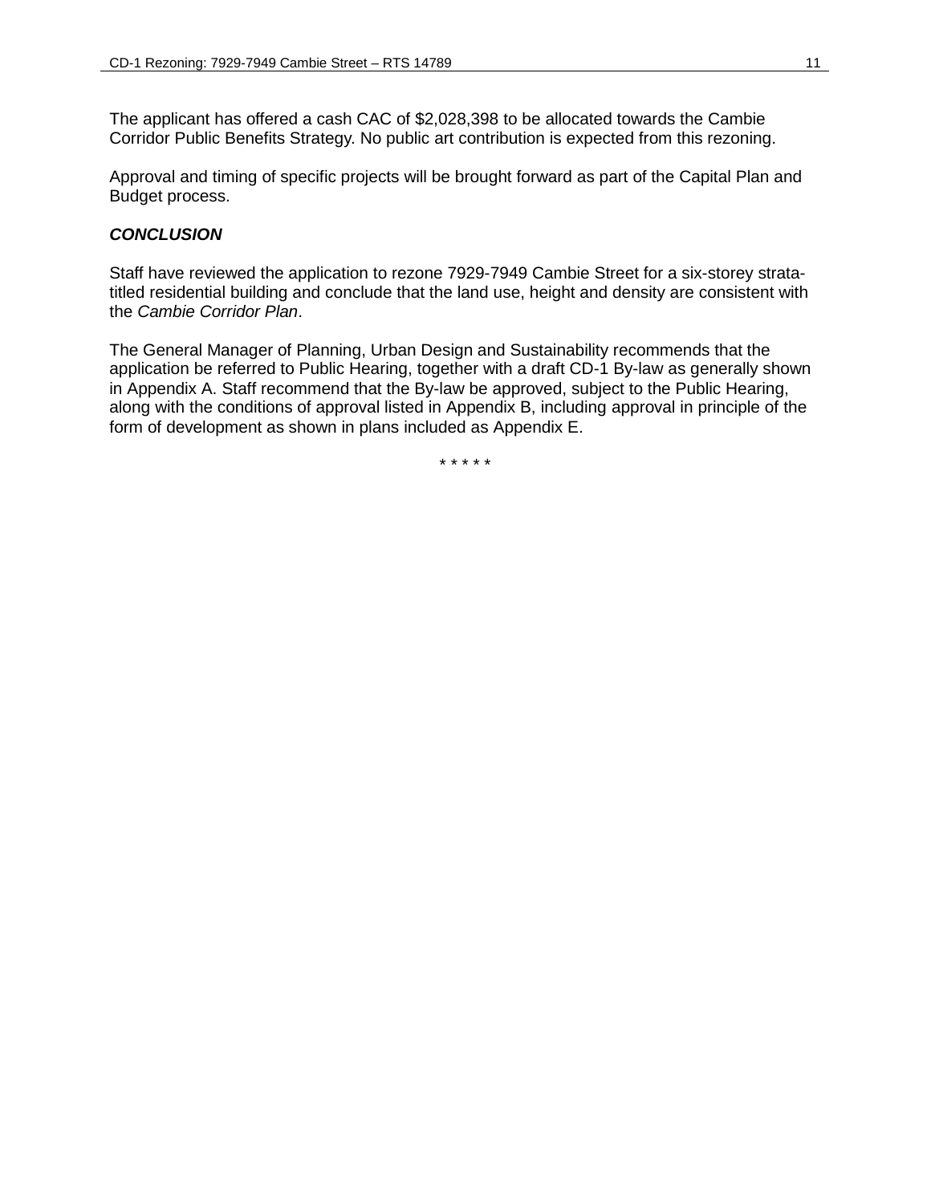The applicant has offered a cash CAC of $2,028,398 to be allocated towards the Cambie Corridor Public Benefits Strategy. No public art contribution is expected from this rezoning.

Approval and timing of specific projects will be brought forward as part of the Capital Plan and Budget process.

### ***CONCLUSION***

Staff have reviewed the application to rezone 7929-7949 Cambie Street for a six-storey strata-titled residential building and conclude that the land use, height and density are consistent with the *Cambie Corridor Plan*.

The General Manager of Planning, Urban Design and Sustainability recommends that the application be referred to Public Hearing, together with a draft CD-1 By-law as generally shown in Appendix A. Staff recommend that the By-law be approved, subject to the Public Hearing, along with the conditions of approval listed in Appendix B, including approval in principle of the form of development as shown in plans included as Appendix E.

\* \* \* \* \*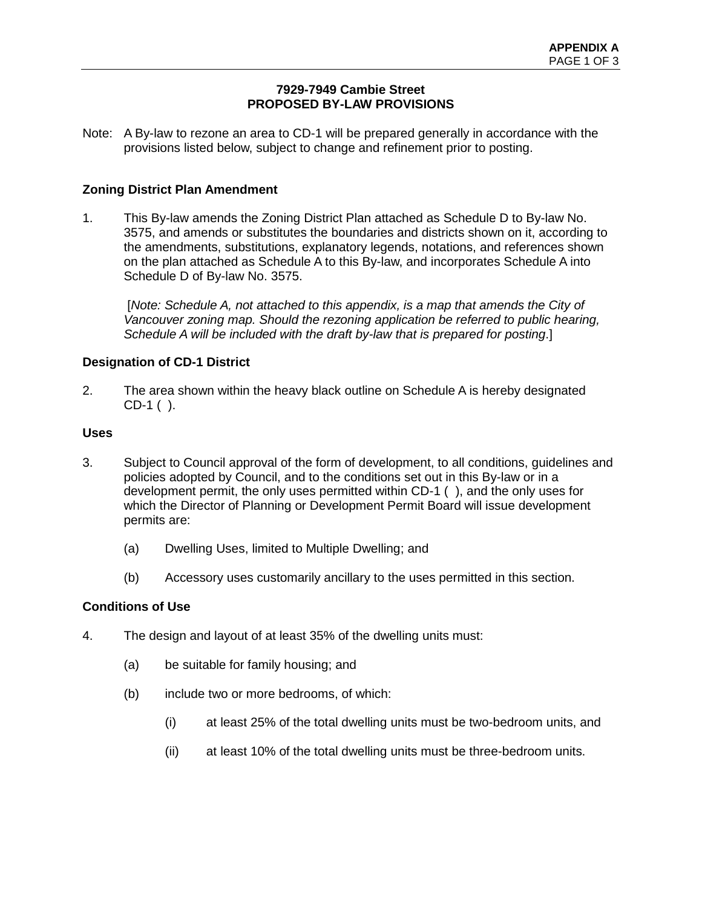**APPENDIX A**

# 7929-7949 Cambie Street
# PROPOSED BY-LAW PROVISIONS

Note: A By-law to rezone an area to CD-1 will be prepared generally in accordance with the provisions listed below, subject to change and refinement prior to posting.

## Zoning District Plan Amendment

1. This By-law amends the Zoning District Plan attached as Schedule D to By-law No. 3575, and amends or substitutes the boundaries and districts shown on it, according to the amendments, substitutions, explanatory legends, notations, and references shown on the plan attached as Schedule A to this By-law, and incorporates Schedule A into Schedule D of By-law No. 3575.

   [*Note: Schedule A, not attached to this appendix, is a map that amends the City of Vancouver zoning map. Should the rezoning application be referred to public hearing, Schedule A will be included with the draft by-law that is prepared for posting*.]

## Designation of CD-1 District

2. The area shown within the heavy black outline on Schedule A is hereby designated CD-1 ( ).

## Uses

3. Subject to Council approval of the form of development, to all conditions, guidelines and policies adopted by Council, and to the conditions set out in this By-law or in a development permit, the only uses permitted within CD-1 ( ), and the only uses for which the Director of Planning or Development Permit Board will issue development permits are:

   (a) Dwelling Uses, limited to Multiple Dwelling; and

   (b) Accessory uses customarily ancillary to the uses permitted in this section.

## Conditions of Use

4. The design and layout of at least 35% of the dwelling units must:

   (a) be suitable for family housing; and

   (b) include two or more bedrooms, of which:

      (i) at least 25% of the total dwelling units must be two-bedroom units, and

      (ii) at least 10% of the total dwelling units must be three-bedroom units.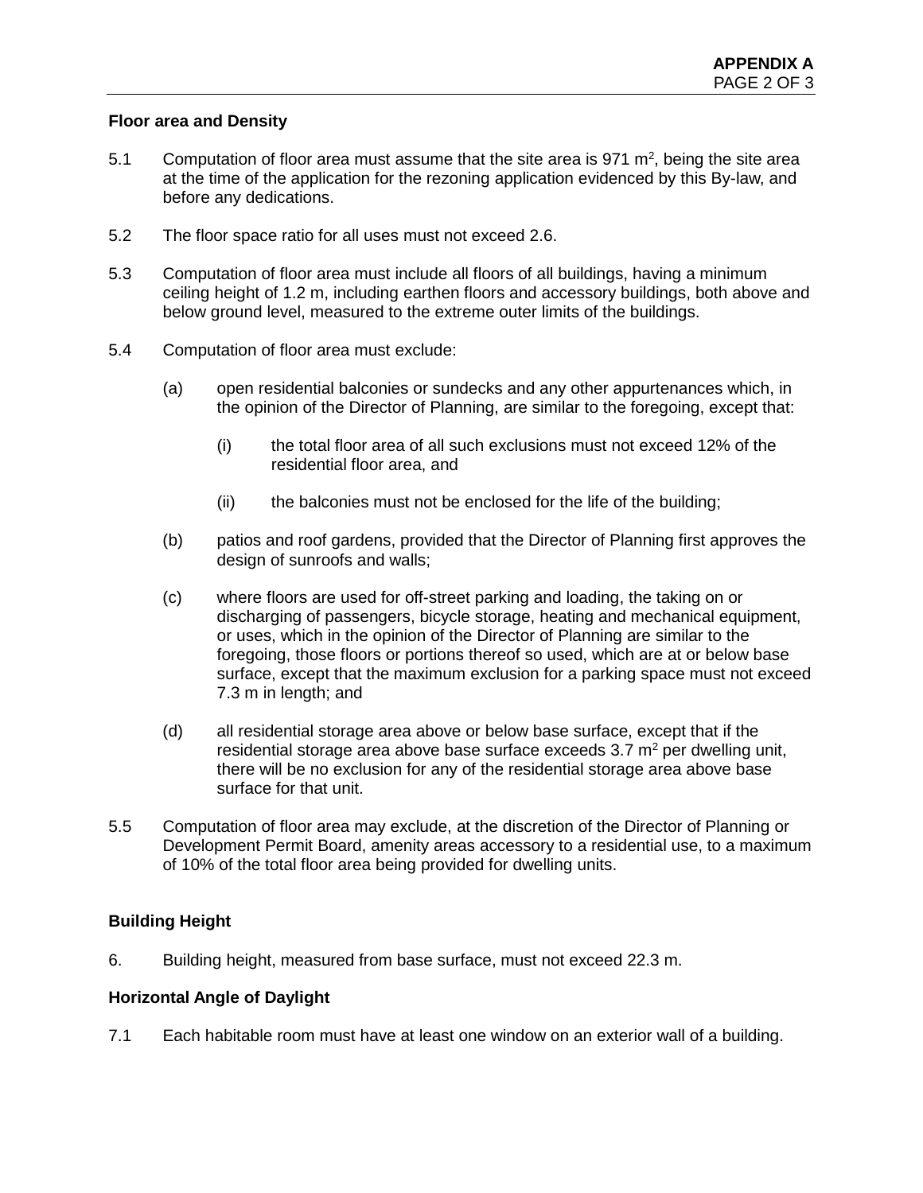**Floor area and Density**

5.1 Computation of floor area must assume that the site area is 971 $m^2$, being the site area at the time of the application for the rezoning application evidenced by this By-law, and before any dedications.

5.2 The floor space ratio for all uses must not exceed 2.6.

5.3 Computation of floor area must include all floors of all buildings, having a minimum ceiling height of 1.2 m, including earthen floors and accessory buildings, both above and below ground level, measured to the extreme outer limits of the buildings.

5.4 Computation of floor area must exclude:

(a) open residential balconies or sundecks and any other appurtenances which, in the opinion of the Director of Planning, are similar to the foregoing, except that:

(i) the total floor area of all such exclusions must not exceed 12% of the residential floor area, and

(ii) the balconies must not be enclosed for the life of the building;

(b) patios and roof gardens, provided that the Director of Planning first approves the design of sunroofs and walls;

(c) where floors are used for off-street parking and loading, the taking on or discharging of passengers, bicycle storage, heating and mechanical equipment, or uses, which in the opinion of the Director of Planning are similar to the foregoing, those floors or portions thereof so used, which are at or below base surface, except that the maximum exclusion for a parking space must not exceed 7.3 m in length; and

(d) all residential storage area above or below base surface, except that if the residential storage area above base surface exceeds 3.7 $m^2$ per dwelling unit, there will be no exclusion for any of the residential storage area above base surface for that unit.

5.5 Computation of floor area may exclude, at the discretion of the Director of Planning or Development Permit Board, amenity areas accessory to a residential use, to a maximum of 10% of the total floor area being provided for dwelling units.

**Building Height**

6. Building height, measured from base surface, must not exceed 22.3 m.

**Horizontal Angle of Daylight**

7.1 Each habitable room must have at least one window on an exterior wall of a building.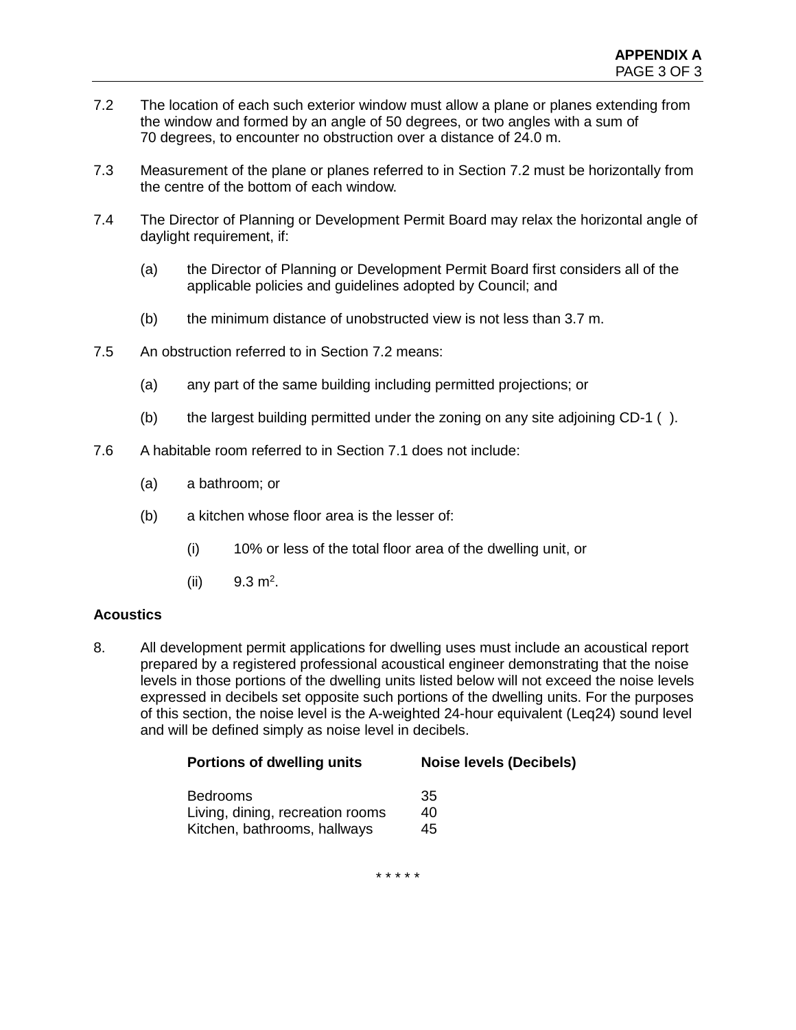7.2 The location of each such exterior window must allow a plane or planes extending from the window and formed by an angle of 50 degrees, or two angles with a sum of 70 degrees, to encounter no obstruction over a distance of 24.0 m.

7.3 Measurement of the plane or planes referred to in Section 7.2 must be horizontally from the centre of the bottom of each window.

7.4 The Director of Planning or Development Permit Board may relax the horizontal angle of daylight requirement, if:

(a) the Director of Planning or Development Permit Board first considers all of the applicable policies and guidelines adopted by Council; and

(b) the minimum distance of unobstructed view is not less than 3.7 m.

7.5 An obstruction referred to in Section 7.2 means:

(a) any part of the same building including permitted projections; or

(b) the largest building permitted under the zoning on any site adjoining CD-1 ( ).

7.6 A habitable room referred to in Section 7.1 does not include:

(a) a bathroom; or

(b) a kitchen whose floor area is the lesser of:

(i) 10% or less of the total floor area of the dwelling unit, or

(ii) 9.3 $m^2$.

**Acoustics**

8. All development permit applications for dwelling uses must include an acoustical report prepared by a registered professional acoustical engineer demonstrating that the noise levels in those portions of the dwelling units listed below will not exceed the noise levels expressed in decibels set opposite such portions of the dwelling units. For the purposes of this section, the noise level is the A-weighted 24-hour equivalent (Leq24) sound level and will be defined simply as noise level in decibels.

| Portions of dwelling units | Noise levels (Decibels) |
|---|---|
| Bedrooms | 35 |
| Living, dining, recreation rooms | 40 |
| Kitchen, bathrooms, hallways | 45 |

\* \* \* \* \*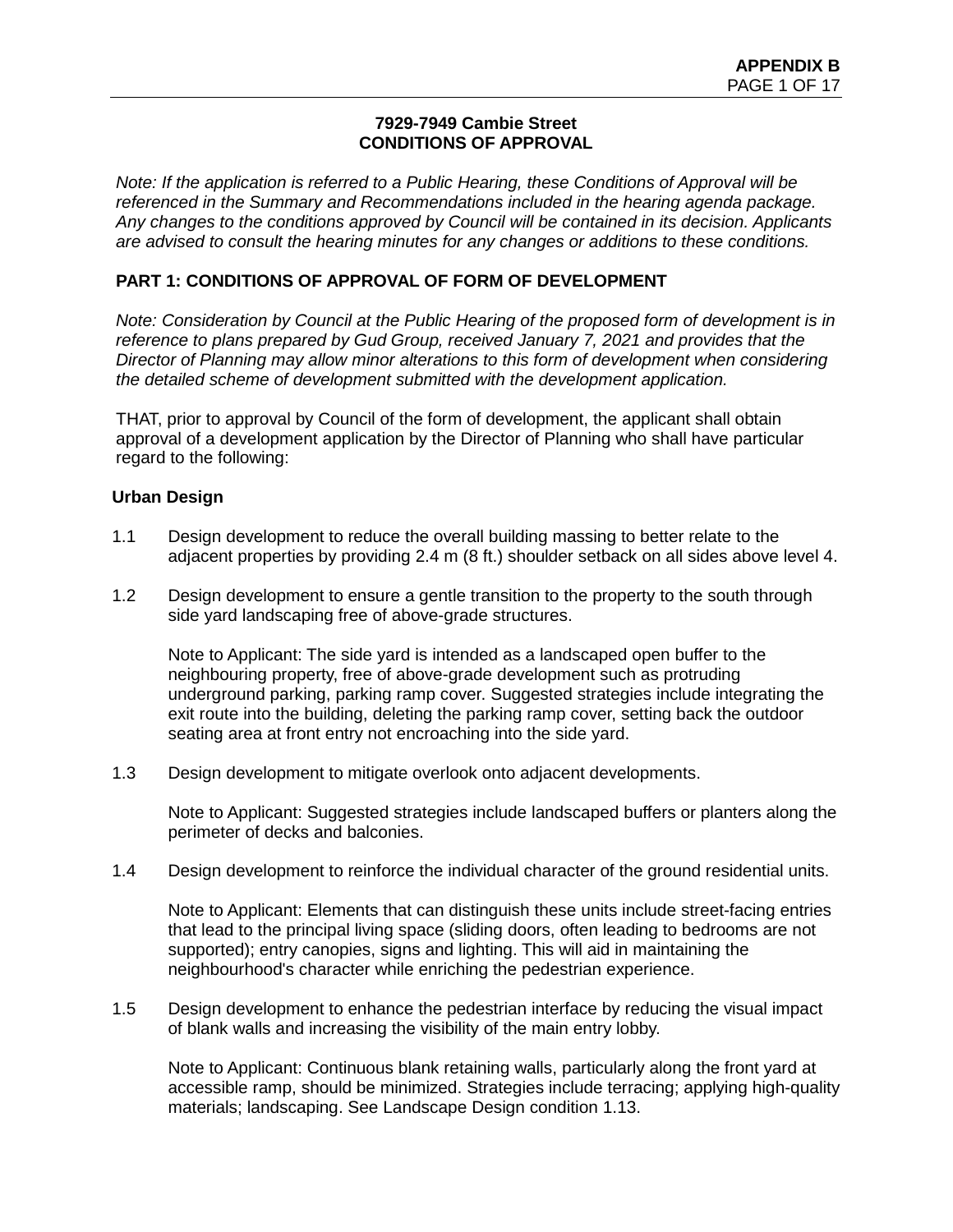**7929-7949 Cambie Street**
**CONDITIONS OF APPROVAL**

*Note: If the application is referred to a Public Hearing, these Conditions of Approval will be referenced in the Summary and Recommendations included in the hearing agenda package. Any changes to the conditions approved by Council will be contained in its decision. Applicants are advised to consult the hearing minutes for any changes or additions to these conditions.*

## PART 1: CONDITIONS OF APPROVAL OF FORM OF DEVELOPMENT

*Note: Consideration by Council at the Public Hearing of the proposed form of development is in reference to plans prepared by Gud Group, received January 7, 2021 and provides that the Director of Planning may allow minor alterations to this form of development when considering the detailed scheme of development submitted with the development application.*

THAT, prior to approval by Council of the form of development, the applicant shall obtain approval of a development application by the Director of Planning who shall have particular regard to the following:

### Urban Design

1.1 Design development to reduce the overall building massing to better relate to the adjacent properties by providing 2.4 m (8 ft.) shoulder setback on all sides above level 4.

1.2 Design development to ensure a gentle transition to the property to the south through side yard landscaping free of above-grade structures.

Note to Applicant: The side yard is intended as a landscaped open buffer to the neighbouring property, free of above-grade development such as protruding underground parking, parking ramp cover. Suggested strategies include integrating the exit route into the building, deleting the parking ramp cover, setting back the outdoor seating area at front entry not encroaching into the side yard.

1.3 Design development to mitigate overlook onto adjacent developments.

Note to Applicant: Suggested strategies include landscaped buffers or planters along the perimeter of decks and balconies.

1.4 Design development to reinforce the individual character of the ground residential units.

Note to Applicant: Elements that can distinguish these units include street-facing entries that lead to the principal living space (sliding doors, often leading to bedrooms are not supported); entry canopies, signs and lighting. This will aid in maintaining the neighbourhood's character while enriching the pedestrian experience.

1.5 Design development to enhance the pedestrian interface by reducing the visual impact of blank walls and increasing the visibility of the main entry lobby.

Note to Applicant: Continuous blank retaining walls, particularly along the front yard at accessible ramp, should be minimized. Strategies include terracing; applying high-quality materials; landscaping. See Landscape Design condition 1.13.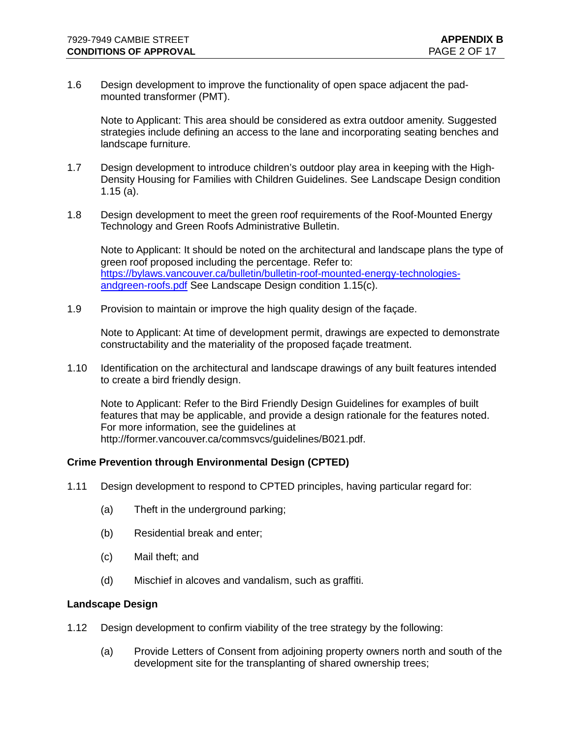1.6 Design development to improve the functionality of open space adjacent the pad-mounted transformer (PMT).

Note to Applicant: This area should be considered as extra outdoor amenity. Suggested strategies include defining an access to the lane and incorporating seating benches and landscape furniture.

1.7 Design development to introduce children's outdoor play area in keeping with the High-Density Housing for Families with Children Guidelines. See Landscape Design condition 1.15 (a).

1.8 Design development to meet the green roof requirements of the Roof-Mounted Energy Technology and Green Roofs Administrative Bulletin.

Note to Applicant: It should be noted on the architectural and landscape plans the type of green roof proposed including the percentage. Refer to: [https://bylaws.vancouver.ca/bulletin/bulletin-roof-mounted-energy-technologies-andgreen-roofs.pdf](https://bylaws.vancouver.ca/bulletin/bulletin-roof-mounted-energy-technologies-andgreen-roofs.pdf) See Landscape Design condition 1.15(c).

1.9 Provision to maintain or improve the high quality design of the façade.

Note to Applicant: At time of development permit, drawings are expected to demonstrate constructability and the materiality of the proposed façade treatment.

1.10 Identification on the architectural and landscape drawings of any built features intended to create a bird friendly design.

Note to Applicant: Refer to the Bird Friendly Design Guidelines for examples of built features that may be applicable, and provide a design rationale for the features noted. For more information, see the guidelines at http://former.vancouver.ca/commsvcs/guidelines/B021.pdf.

**Crime Prevention through Environmental Design (CPTED)**

1.11 Design development to respond to CPTED principles, having particular regard for:

(a) Theft in the underground parking;

(b) Residential break and enter;

(c) Mail theft; and

(d) Mischief in alcoves and vandalism, such as graffiti.

**Landscape Design**

1.12 Design development to confirm viability of the tree strategy by the following:

(a) Provide Letters of Consent from adjoining property owners north and south of the development site for the transplanting of shared ownership trees;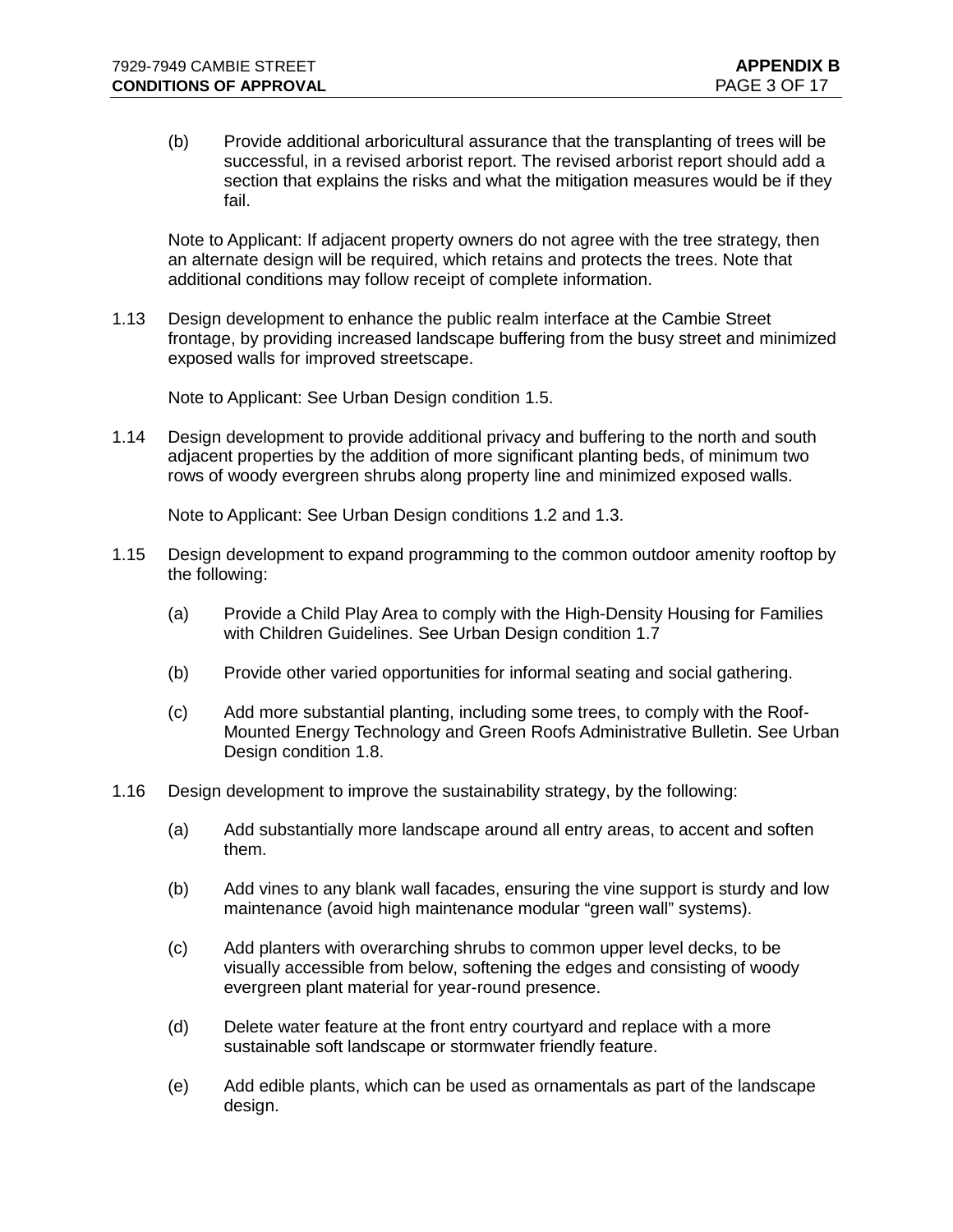(b) Provide additional arboricultural assurance that the transplanting of trees will be successful, in a revised arborist report. The revised arborist report should add a section that explains the risks and what the mitigation measures would be if they fail.

Note to Applicant: If adjacent property owners do not agree with the tree strategy, then an alternate design will be required, which retains and protects the trees. Note that additional conditions may follow receipt of complete information.

1.13 Design development to enhance the public realm interface at the Cambie Street frontage, by providing increased landscape buffering from the busy street and minimized exposed walls for improved streetscape.

Note to Applicant: See Urban Design condition 1.5.

1.14 Design development to provide additional privacy and buffering to the north and south adjacent properties by the addition of more significant planting beds, of minimum two rows of woody evergreen shrubs along property line and minimized exposed walls.

Note to Applicant: See Urban Design conditions 1.2 and 1.3.

1.15 Design development to expand programming to the common outdoor amenity rooftop by the following:

(a) Provide a Child Play Area to comply with the High-Density Housing for Families with Children Guidelines. See Urban Design condition 1.7

(b) Provide other varied opportunities for informal seating and social gathering.

(c) Add more substantial planting, including some trees, to comply with the Roof-Mounted Energy Technology and Green Roofs Administrative Bulletin. See Urban Design condition 1.8.

1.16 Design development to improve the sustainability strategy, by the following:

(a) Add substantially more landscape around all entry areas, to accent and soften them.

(b) Add vines to any blank wall facades, ensuring the vine support is sturdy and low maintenance (avoid high maintenance modular “green wall” systems).

(c) Add planters with overarching shrubs to common upper level decks, to be visually accessible from below, softening the edges and consisting of woody evergreen plant material for year-round presence.

(d) Delete water feature at the front entry courtyard and replace with a more sustainable soft landscape or stormwater friendly feature.

(e) Add edible plants, which can be used as ornamentals as part of the landscape design.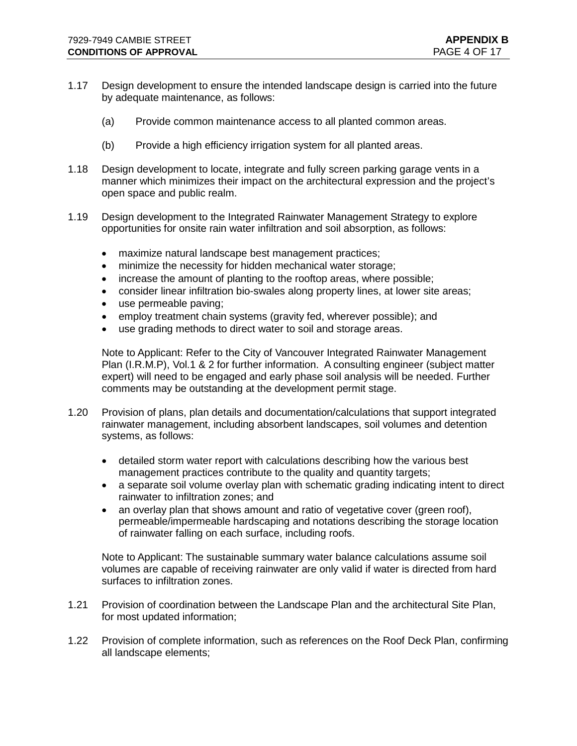1.17 Design development to ensure the intended landscape design is carried into the future by adequate maintenance, as follows:

   (a) Provide common maintenance access to all planted common areas.

   (b) Provide a high efficiency irrigation system for all planted areas.

1.18 Design development to locate, integrate and fully screen parking garage vents in a manner which minimizes their impact on the architectural expression and the project's open space and public realm.

1.19 Design development to the Integrated Rainwater Management Strategy to explore opportunities for onsite rain water infiltration and soil absorption, as follows:

   - maximize natural landscape best management practices;
   - minimize the necessity for hidden mechanical water storage;
   - increase the amount of planting to the rooftop areas, where possible;
   - consider linear infiltration bio-swales along property lines, at lower site areas;
   - use permeable paving;
   - employ treatment chain systems (gravity fed, wherever possible); and
   - use grading methods to direct water to soil and storage areas.

   Note to Applicant: Refer to the City of Vancouver Integrated Rainwater Management Plan (I.R.M.P), Vol.1 & 2 for further information. A consulting engineer (subject matter expert) will need to be engaged and early phase soil analysis will be needed. Further comments may be outstanding at the development permit stage.

1.20 Provision of plans, plan details and documentation/calculations that support integrated rainwater management, including absorbent landscapes, soil volumes and detention systems, as follows:

   - detailed storm water report with calculations describing how the various best management practices contribute to the quality and quantity targets;
   - a separate soil volume overlay plan with schematic grading indicating intent to direct rainwater to infiltration zones; and
   - an overlay plan that shows amount and ratio of vegetative cover (green roof), permeable/impermeable hardscaping and notations describing the storage location of rainwater falling on each surface, including roofs.

   Note to Applicant: The sustainable summary water balance calculations assume soil volumes are capable of receiving rainwater are only valid if water is directed from hard surfaces to infiltration zones.

1.21 Provision of coordination between the Landscape Plan and the architectural Site Plan, for most updated information;

1.22 Provision of complete information, such as references on the Roof Deck Plan, confirming all landscape elements;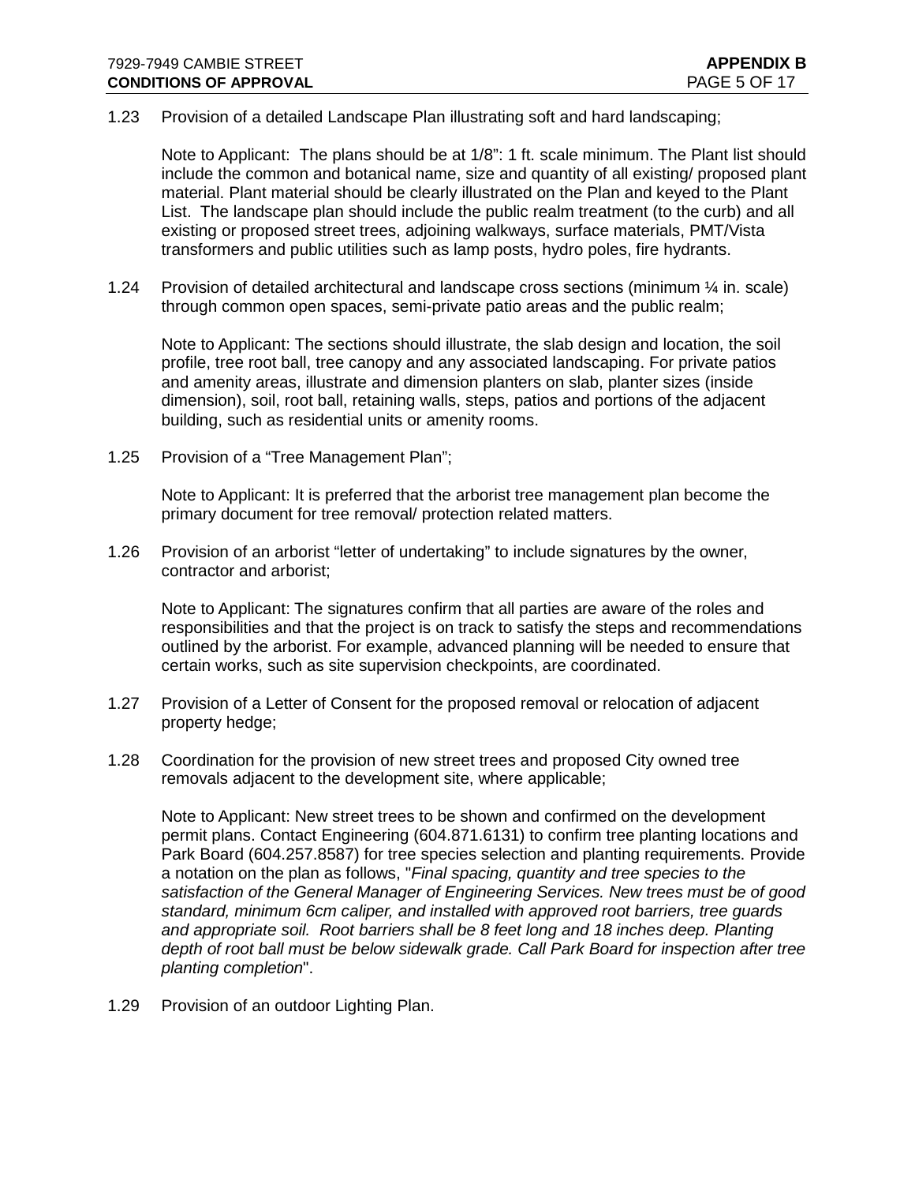1.23 Provision of a detailed Landscape Plan illustrating soft and hard landscaping;

Note to Applicant: The plans should be at 1/8": 1 ft. scale minimum. The Plant list should include the common and botanical name, size and quantity of all existing/ proposed plant material. Plant material should be clearly illustrated on the Plan and keyed to the Plant List. The landscape plan should include the public realm treatment (to the curb) and all existing or proposed street trees, adjoining walkways, surface materials, PMT/Vista transformers and public utilities such as lamp posts, hydro poles, fire hydrants.

1.24 Provision of detailed architectural and landscape cross sections (minimum ¼ in. scale) through common open spaces, semi-private patio areas and the public realm;

Note to Applicant: The sections should illustrate, the slab design and location, the soil profile, tree root ball, tree canopy and any associated landscaping. For private patios and amenity areas, illustrate and dimension planters on slab, planter sizes (inside dimension), soil, root ball, retaining walls, steps, patios and portions of the adjacent building, such as residential units or amenity rooms.

1.25 Provision of a "Tree Management Plan";

Note to Applicant: It is preferred that the arborist tree management plan become the primary document for tree removal/ protection related matters.

1.26 Provision of an arborist "letter of undertaking" to include signatures by the owner, contractor and arborist;

Note to Applicant: The signatures confirm that all parties are aware of the roles and responsibilities and that the project is on track to satisfy the steps and recommendations outlined by the arborist. For example, advanced planning will be needed to ensure that certain works, such as site supervision checkpoints, are coordinated.

1.27 Provision of a Letter of Consent for the proposed removal or relocation of adjacent property hedge;

1.28 Coordination for the provision of new street trees and proposed City owned tree removals adjacent to the development site, where applicable;

Note to Applicant: New street trees to be shown and confirmed on the development permit plans. Contact Engineering (604.871.6131) to confirm tree planting locations and Park Board (604.257.8587) for tree species selection and planting requirements. Provide a notation on the plan as follows, "*Final spacing, quantity and tree species to the satisfaction of the General Manager of Engineering Services. New trees must be of good standard, minimum 6cm caliper, and installed with approved root barriers, tree guards and appropriate soil. Root barriers shall be 8 feet long and 18 inches deep. Planting depth of root ball must be below sidewalk grade. Call Park Board for inspection after tree planting completion*".

1.29 Provision of an outdoor Lighting Plan.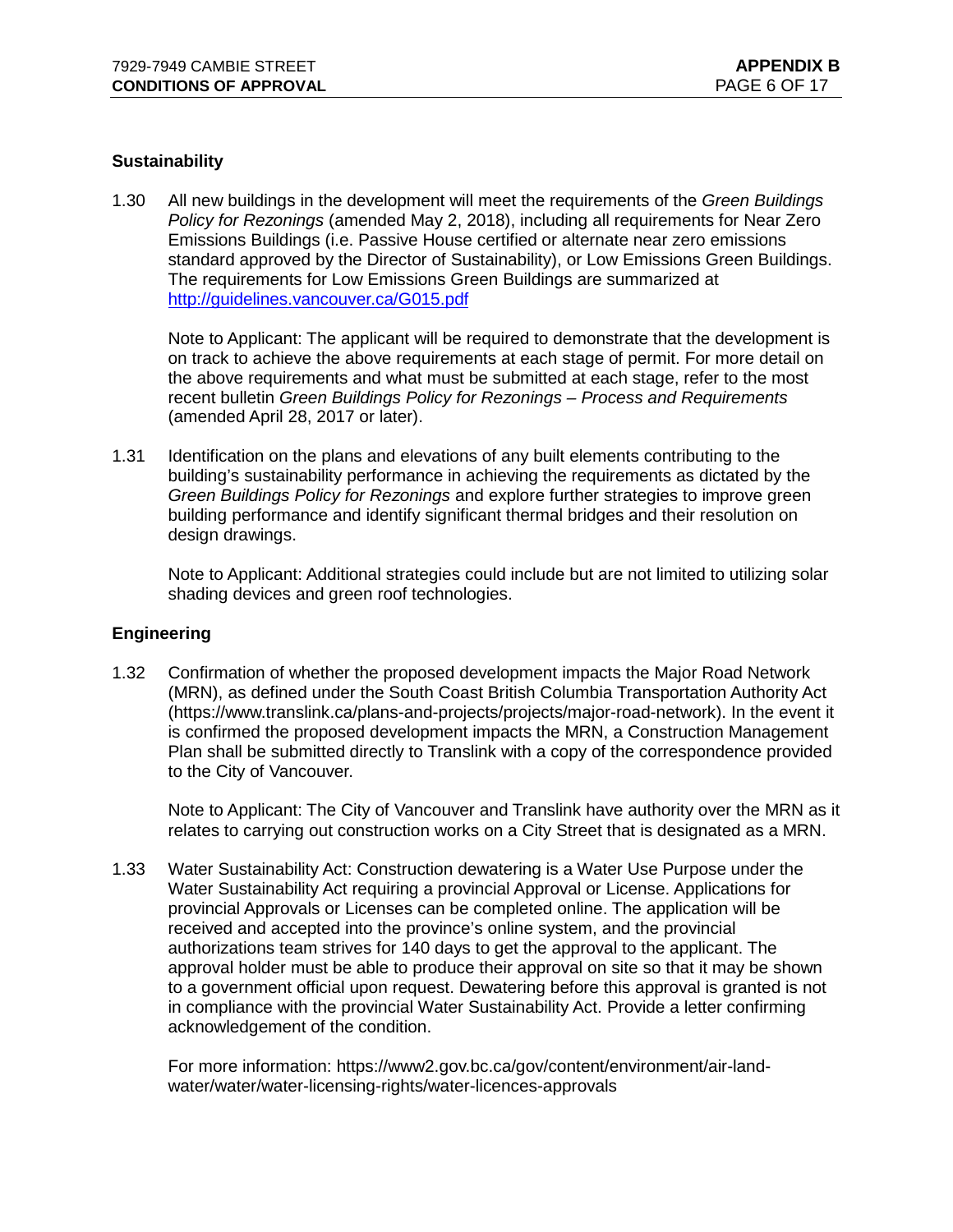### Sustainability

1.30 All new buildings in the development will meet the requirements of the *Green Buildings Policy for Rezonings* (amended May 2, 2018), including all requirements for Near Zero Emissions Buildings (i.e. Passive House certified or alternate near zero emissions standard approved by the Director of Sustainability), or Low Emissions Green Buildings. The requirements for Low Emissions Green Buildings are summarized at [http://guidelines.vancouver.ca/G015.pdf](http://guidelines.vancouver.ca/G015.pdf)

Note to Applicant: The applicant will be required to demonstrate that the development is on track to achieve the above requirements at each stage of permit. For more detail on the above requirements and what must be submitted at each stage, refer to the most recent bulletin *Green Buildings Policy for Rezonings – Process and Requirements* (amended April 28, 2017 or later).

1.31 Identification on the plans and elevations of any built elements contributing to the building's sustainability performance in achieving the requirements as dictated by the *Green Buildings Policy for Rezonings* and explore further strategies to improve green building performance and identify significant thermal bridges and their resolution on design drawings.

Note to Applicant: Additional strategies could include but are not limited to utilizing solar shading devices and green roof technologies.

### Engineering

1.32 Confirmation of whether the proposed development impacts the Major Road Network (MRN), as defined under the South Coast British Columbia Transportation Authority Act (https://www.translink.ca/plans-and-projects/projects/major-road-network). In the event it is confirmed the proposed development impacts the MRN, a Construction Management Plan shall be submitted directly to Translink with a copy of the correspondence provided to the City of Vancouver.

Note to Applicant: The City of Vancouver and Translink have authority over the MRN as it relates to carrying out construction works on a City Street that is designated as a MRN.

1.33 Water Sustainability Act: Construction dewatering is a Water Use Purpose under the Water Sustainability Act requiring a provincial Approval or License. Applications for provincial Approvals or Licenses can be completed online. The application will be received and accepted into the province's online system, and the provincial authorizations team strives for 140 days to get the approval to the applicant. The approval holder must be able to produce their approval on site so that it may be shown to a government official upon request. Dewatering before this approval is granted is not in compliance with the provincial Water Sustainability Act. Provide a letter confirming acknowledgement of the condition.

For more information: https://www2.gov.bc.ca/gov/content/environment/air-land-water/water/water-licensing-rights/water-licences-approvals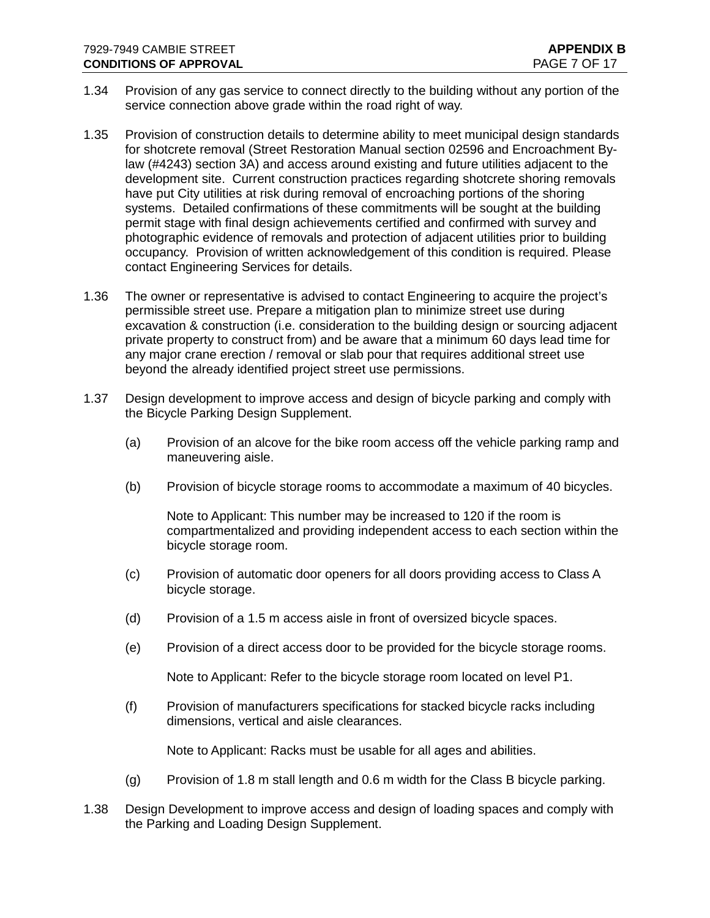1.34 Provision of any gas service to connect directly to the building without any portion of the service connection above grade within the road right of way.

1.35 Provision of construction details to determine ability to meet municipal design standards for shotcrete removal (Street Restoration Manual section 02596 and Encroachment By-law (#4243) section 3A) and access around existing and future utilities adjacent to the development site. Current construction practices regarding shotcrete shoring removals have put City utilities at risk during removal of encroaching portions of the shoring systems. Detailed confirmations of these commitments will be sought at the building permit stage with final design achievements certified and confirmed with survey and photographic evidence of removals and protection of adjacent utilities prior to building occupancy. Provision of written acknowledgement of this condition is required. Please contact Engineering Services for details.

1.36 The owner or representative is advised to contact Engineering to acquire the project's permissible street use. Prepare a mitigation plan to minimize street use during excavation & construction (i.e. consideration to the building design or sourcing adjacent private property to construct from) and be aware that a minimum 60 days lead time for any major crane erection / removal or slab pour that requires additional street use beyond the already identified project street use permissions.

1.37 Design development to improve access and design of bicycle parking and comply with the Bicycle Parking Design Supplement.

(a) Provision of an alcove for the bike room access off the vehicle parking ramp and maneuvering aisle.

(b) Provision of bicycle storage rooms to accommodate a maximum of 40 bicycles.

Note to Applicant: This number may be increased to 120 if the room is compartmentalized and providing independent access to each section within the bicycle storage room.

(c) Provision of automatic door openers for all doors providing access to Class A bicycle storage.

(d) Provision of a 1.5 m access aisle in front of oversized bicycle spaces.

(e) Provision of a direct access door to be provided for the bicycle storage rooms.

Note to Applicant: Refer to the bicycle storage room located on level P1.

(f) Provision of manufacturers specifications for stacked bicycle racks including dimensions, vertical and aisle clearances.

Note to Applicant: Racks must be usable for all ages and abilities.

(g) Provision of 1.8 m stall length and 0.6 m width for the Class B bicycle parking.

1.38 Design Development to improve access and design of loading spaces and comply with the Parking and Loading Design Supplement.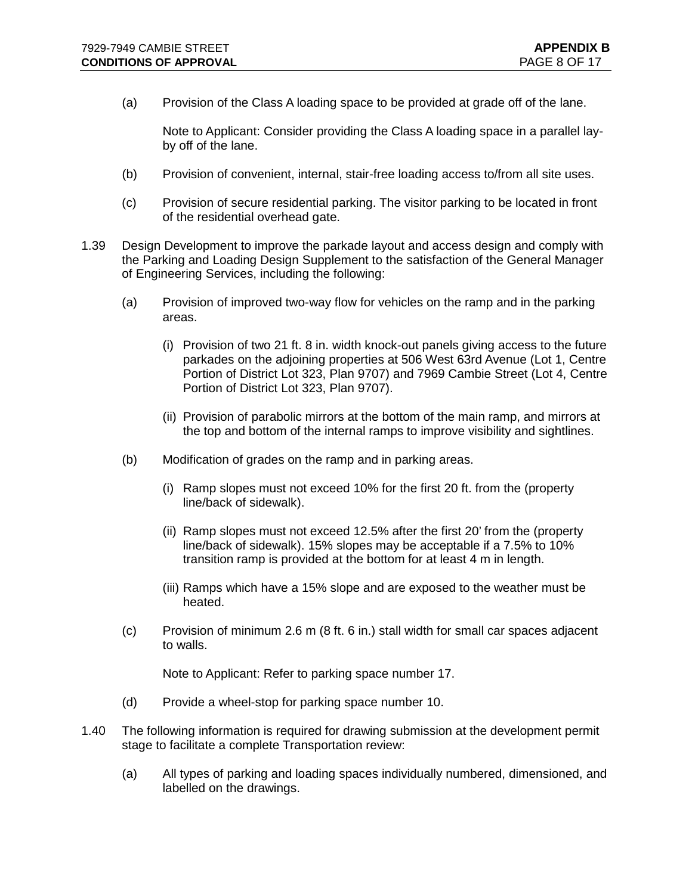(a) Provision of the Class A loading space to be provided at grade off of the lane.

Note to Applicant: Consider providing the Class A loading space in a parallel lay-by off of the lane.

(b) Provision of convenient, internal, stair-free loading access to/from all site uses.

(c) Provision of secure residential parking. The visitor parking to be located in front of the residential overhead gate.

1.39 Design Development to improve the parkade layout and access design and comply with the Parking and Loading Design Supplement to the satisfaction of the General Manager of Engineering Services, including the following:

(a) Provision of improved two-way flow for vehicles on the ramp and in the parking areas.

(i) Provision of two 21 ft. 8 in. width knock-out panels giving access to the future parkades on the adjoining properties at 506 West 63rd Avenue (Lot 1, Centre Portion of District Lot 323, Plan 9707) and 7969 Cambie Street (Lot 4, Centre Portion of District Lot 323, Plan 9707).

(ii) Provision of parabolic mirrors at the bottom of the main ramp, and mirrors at the top and bottom of the internal ramps to improve visibility and sightlines.

(b) Modification of grades on the ramp and in parking areas.

(i) Ramp slopes must not exceed 10% for the first 20 ft. from the (property line/back of sidewalk).

(ii) Ramp slopes must not exceed 12.5% after the first 20' from the (property line/back of sidewalk). 15% slopes may be acceptable if a 7.5% to 10% transition ramp is provided at the bottom for at least 4 m in length.

(iii) Ramps which have a 15% slope and are exposed to the weather must be heated.

(c) Provision of minimum 2.6 m (8 ft. 6 in.) stall width for small car spaces adjacent to walls.

Note to Applicant: Refer to parking space number 17.

(d) Provide a wheel-stop for parking space number 10.

1.40 The following information is required for drawing submission at the development permit stage to facilitate a complete Transportation review:

(a) All types of parking and loading spaces individually numbered, dimensioned, and labelled on the drawings.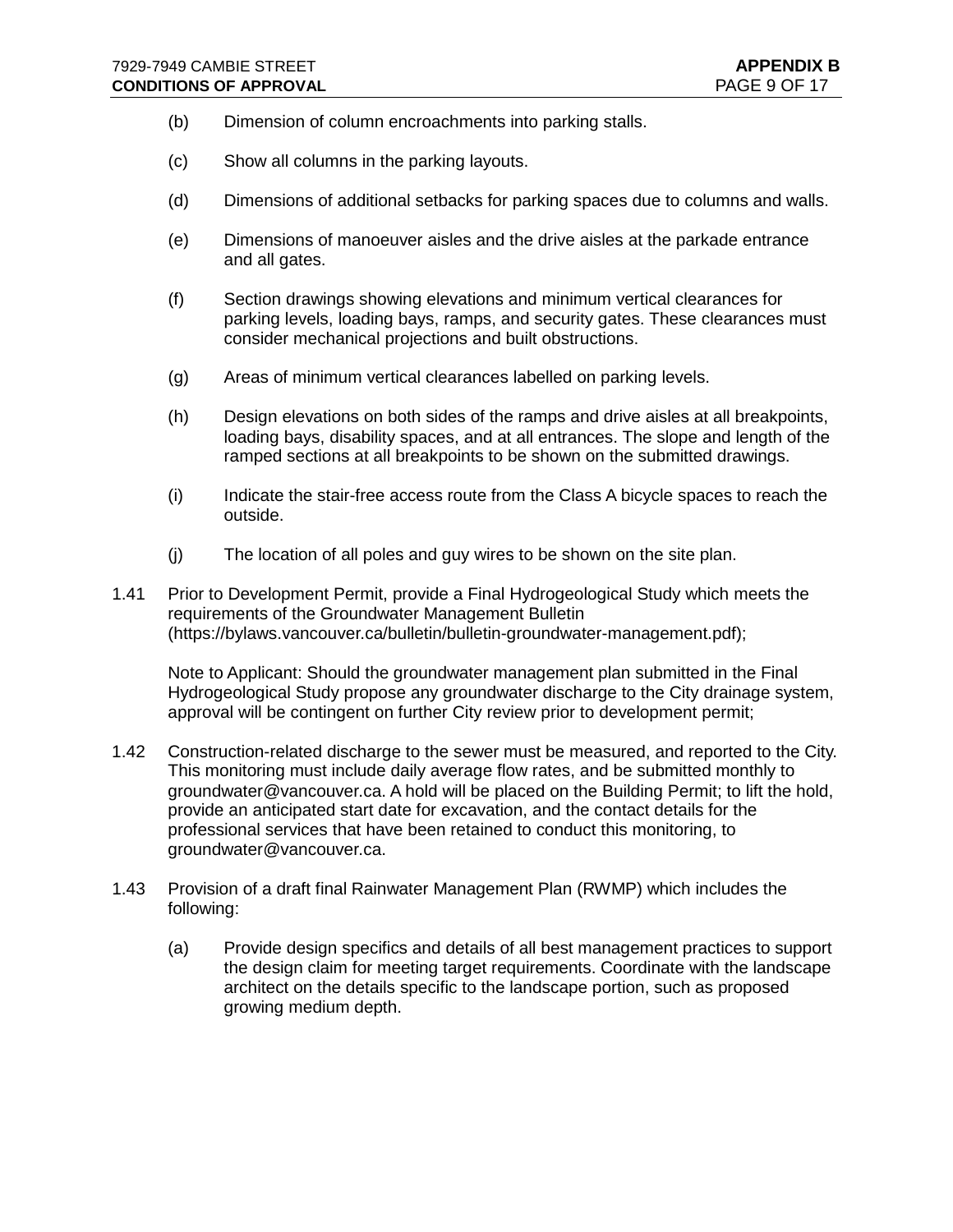(b) Dimension of column encroachments into parking stalls.

(c) Show all columns in the parking layouts.

(d) Dimensions of additional setbacks for parking spaces due to columns and walls.

(e) Dimensions of manoeuver aisles and the drive aisles at the parkade entrance and all gates.

(f) Section drawings showing elevations and minimum vertical clearances for parking levels, loading bays, ramps, and security gates. These clearances must consider mechanical projections and built obstructions.

(g) Areas of minimum vertical clearances labelled on parking levels.

(h) Design elevations on both sides of the ramps and drive aisles at all breakpoints, loading bays, disability spaces, and at all entrances. The slope and length of the ramped sections at all breakpoints to be shown on the submitted drawings.

(i) Indicate the stair-free access route from the Class A bicycle spaces to reach the outside.

(j) The location of all poles and guy wires to be shown on the site plan.

1.41 Prior to Development Permit, provide a Final Hydrogeological Study which meets the requirements of the Groundwater Management Bulletin (https://bylaws.vancouver.ca/bulletin/bulletin-groundwater-management.pdf);

Note to Applicant: Should the groundwater management plan submitted in the Final Hydrogeological Study propose any groundwater discharge to the City drainage system, approval will be contingent on further City review prior to development permit;

1.42 Construction-related discharge to the sewer must be measured, and reported to the City. This monitoring must include daily average flow rates, and be submitted monthly to groundwater@vancouver.ca. A hold will be placed on the Building Permit; to lift the hold, provide an anticipated start date for excavation, and the contact details for the professional services that have been retained to conduct this monitoring, to groundwater@vancouver.ca.

1.43 Provision of a draft final Rainwater Management Plan (RWMP) which includes the following:

(a) Provide design specifics and details of all best management practices to support the design claim for meeting target requirements. Coordinate with the landscape architect on the details specific to the landscape portion, such as proposed growing medium depth.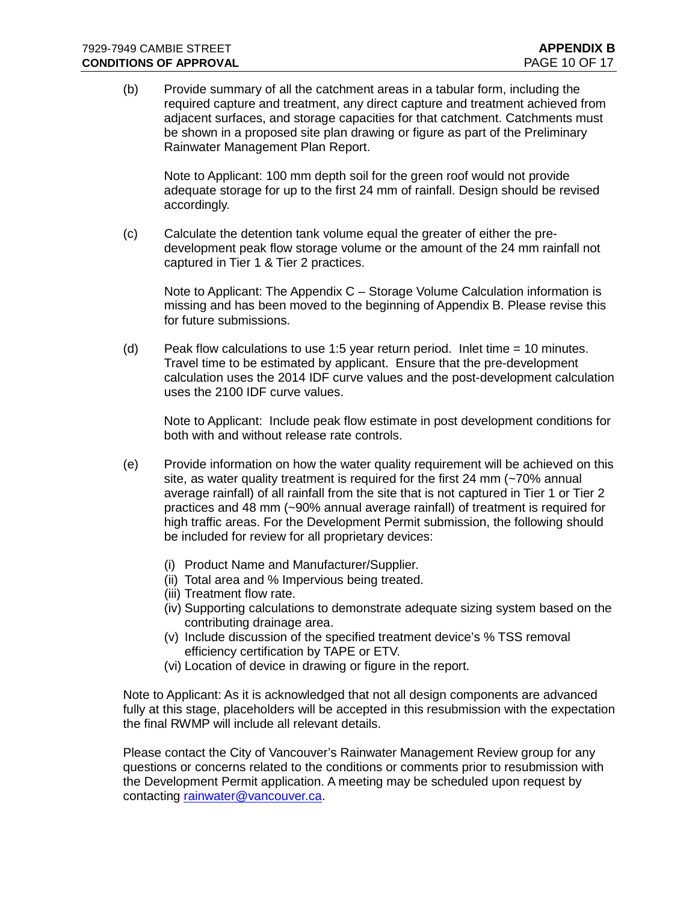(b) Provide summary of all the catchment areas in a tabular form, including the required capture and treatment, any direct capture and treatment achieved from adjacent surfaces, and storage capacities for that catchment. Catchments must be shown in a proposed site plan drawing or figure as part of the Preliminary Rainwater Management Plan Report.

Note to Applicant: 100 mm depth soil for the green roof would not provide adequate storage for up to the first 24 mm of rainfall. Design should be revised accordingly.

(c) Calculate the detention tank volume equal the greater of either the pre-development peak flow storage volume or the amount of the 24 mm rainfall not captured in Tier 1 & Tier 2 practices.

Note to Applicant: The Appendix C – Storage Volume Calculation information is missing and has been moved to the beginning of Appendix B. Please revise this for future submissions.

(d) Peak flow calculations to use 1:5 year return period. Inlet time = 10 minutes. Travel time to be estimated by applicant. Ensure that the pre-development calculation uses the 2014 IDF curve values and the post-development calculation uses the 2100 IDF curve values.

Note to Applicant: Include peak flow estimate in post development conditions for both with and without release rate controls.

(e) Provide information on how the water quality requirement will be achieved on this site, as water quality treatment is required for the first 24 mm (~70% annual average rainfall) of all rainfall from the site that is not captured in Tier 1 or Tier 2 practices and 48 mm (~90% annual average rainfall) of treatment is required for high traffic areas. For the Development Permit submission, the following should be included for review for all proprietary devices:

(i) Product Name and Manufacturer/Supplier.
(ii) Total area and % Impervious being treated.
(iii) Treatment flow rate.
(iv) Supporting calculations to demonstrate adequate sizing system based on the contributing drainage area.
(v) Include discussion of the specified treatment device's % TSS removal efficiency certification by TAPE or ETV.
(vi) Location of device in drawing or figure in the report.

Note to Applicant: As it is acknowledged that not all design components are advanced fully at this stage, placeholders will be accepted in this resubmission with the expectation the final RWMP will include all relevant details.

Please contact the City of Vancouver's Rainwater Management Review group for any questions or concerns related to the conditions or comments prior to resubmission with the Development Permit application. A meeting may be scheduled upon request by contacting rainwater@vancouver.ca.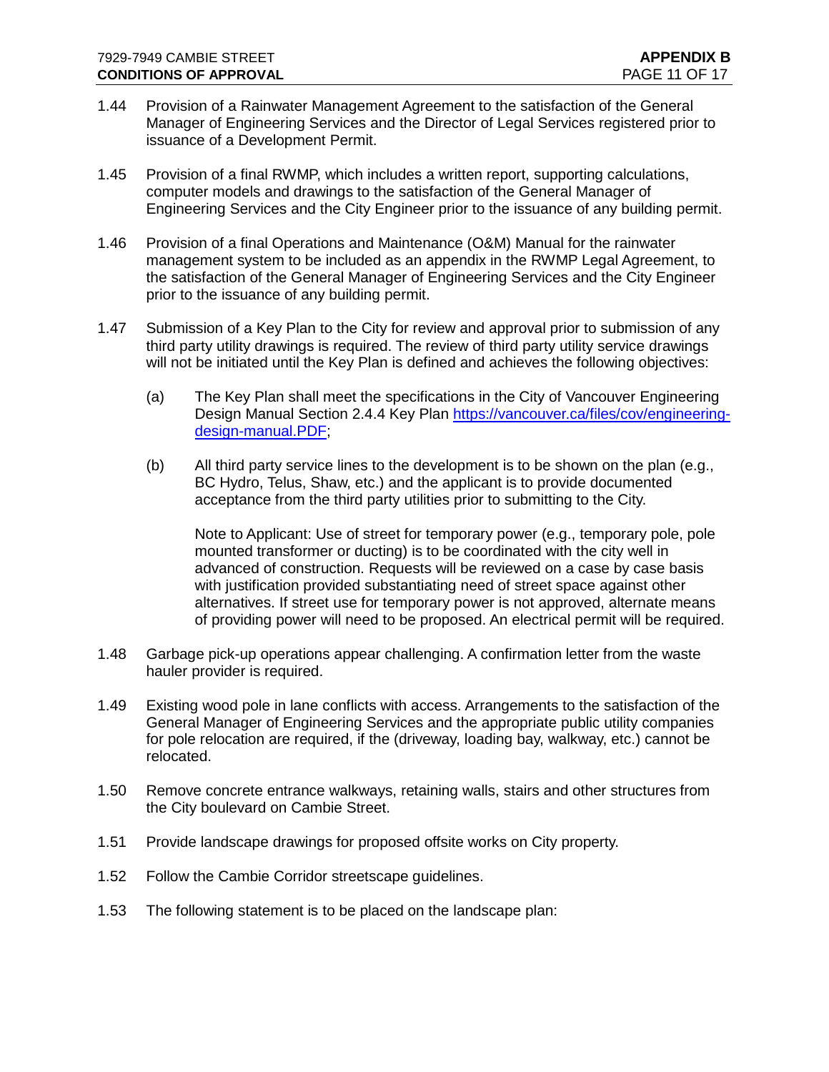1.44 Provision of a Rainwater Management Agreement to the satisfaction of the General Manager of Engineering Services and the Director of Legal Services registered prior to issuance of a Development Permit.

1.45 Provision of a final RWMP, which includes a written report, supporting calculations, computer models and drawings to the satisfaction of the General Manager of Engineering Services and the City Engineer prior to the issuance of any building permit.

1.46 Provision of a final Operations and Maintenance (O&M) Manual for the rainwater management system to be included as an appendix in the RWMP Legal Agreement, to the satisfaction of the General Manager of Engineering Services and the City Engineer prior to the issuance of any building permit.

1.47 Submission of a Key Plan to the City for review and approval prior to submission of any third party utility drawings is required. The review of third party utility service drawings will not be initiated until the Key Plan is defined and achieves the following objectives:

   (a) The Key Plan shall meet the specifications in the City of Vancouver Engineering Design Manual Section 2.4.4 Key Plan [https://vancouver.ca/files/cov/engineering-design-manual.PDF](https://vancouver.ca/files/cov/engineering-design-manual.PDF);

   (b) All third party service lines to the development is to be shown on the plan (e.g., BC Hydro, Telus, Shaw, etc.) and the applicant is to provide documented acceptance from the third party utilities prior to submitting to the City.

   Note to Applicant: Use of street for temporary power (e.g., temporary pole, pole mounted transformer or ducting) is to be coordinated with the city well in advanced of construction. Requests will be reviewed on a case by case basis with justification provided substantiating need of street space against other alternatives. If street use for temporary power is not approved, alternate means of providing power will need to be proposed. An electrical permit will be required.

1.48 Garbage pick-up operations appear challenging. A confirmation letter from the waste hauler provider is required.

1.49 Existing wood pole in lane conflicts with access. Arrangements to the satisfaction of the General Manager of Engineering Services and the appropriate public utility companies for pole relocation are required, if the (driveway, loading bay, walkway, etc.) cannot be relocated.

1.50 Remove concrete entrance walkways, retaining walls, stairs and other structures from the City boulevard on Cambie Street.

1.51 Provide landscape drawings for proposed offsite works on City property.

1.52 Follow the Cambie Corridor streetscape guidelines.

1.53 The following statement is to be placed on the landscape plan: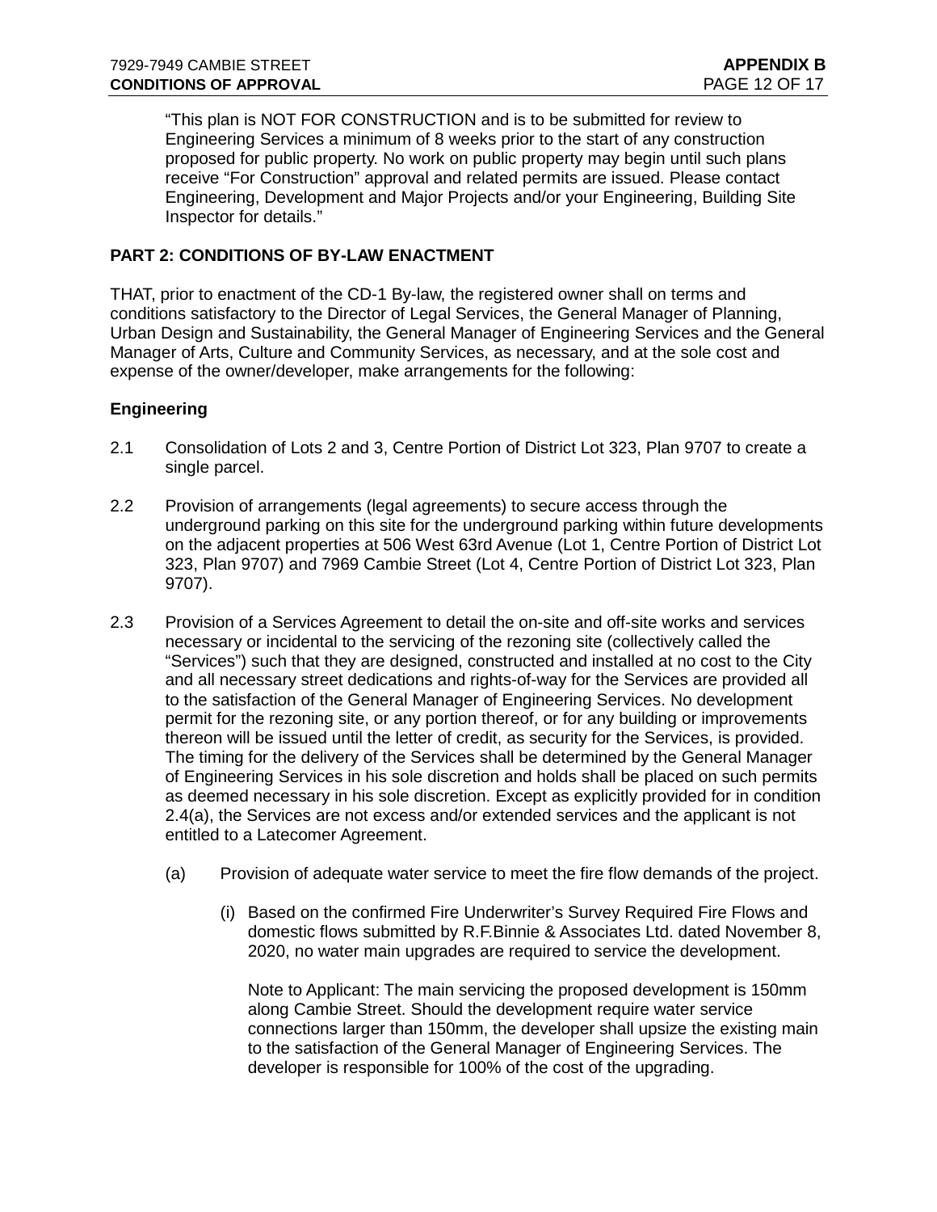"This plan is NOT FOR CONSTRUCTION and is to be submitted for review to Engineering Services a minimum of 8 weeks prior to the start of any construction proposed for public property. No work on public property may begin until such plans receive "For Construction" approval and related permits are issued. Please contact Engineering, Development and Major Projects and/or your Engineering, Building Site Inspector for details."

**PART 2: CONDITIONS OF BY-LAW ENACTMENT**

THAT, prior to enactment of the CD-1 By-law, the registered owner shall on terms and conditions satisfactory to the Director of Legal Services, the General Manager of Planning, Urban Design and Sustainability, the General Manager of Engineering Services and the General Manager of Arts, Culture and Community Services, as necessary, and at the sole cost and expense of the owner/developer, make arrangements for the following:

**Engineering**

2.1 Consolidation of Lots 2 and 3, Centre Portion of District Lot 323, Plan 9707 to create a single parcel.

2.2 Provision of arrangements (legal agreements) to secure access through the underground parking on this site for the underground parking within future developments on the adjacent properties at 506 West 63rd Avenue (Lot 1, Centre Portion of District Lot 323, Plan 9707) and 7969 Cambie Street (Lot 4, Centre Portion of District Lot 323, Plan 9707).

2.3 Provision of a Services Agreement to detail the on-site and off-site works and services necessary or incidental to the servicing of the rezoning site (collectively called the "Services") such that they are designed, constructed and installed at no cost to the City and all necessary street dedications and rights-of-way for the Services are provided all to the satisfaction of the General Manager of Engineering Services. No development permit for the rezoning site, or any portion thereof, or for any building or improvements thereon will be issued until the letter of credit, as security for the Services, is provided. The timing for the delivery of the Services shall be determined by the General Manager of Engineering Services in his sole discretion and holds shall be placed on such permits as deemed necessary in his sole discretion. Except as explicitly provided for in condition 2.4(a), the Services are not excess and/or extended services and the applicant is not entitled to a Latecomer Agreement.

   (a) Provision of adequate water service to meet the fire flow demands of the project.

      (i) Based on the confirmed Fire Underwriter's Survey Required Fire Flows and domestic flows submitted by R.F.Binnie & Associates Ltd. dated November 8, 2020, no water main upgrades are required to service the development.

      Note to Applicant: The main servicing the proposed development is 150mm along Cambie Street. Should the development require water service connections larger than 150mm, the developer shall upsize the existing main to the satisfaction of the General Manager of Engineering Services. The developer is responsible for 100% of the cost of the upgrading.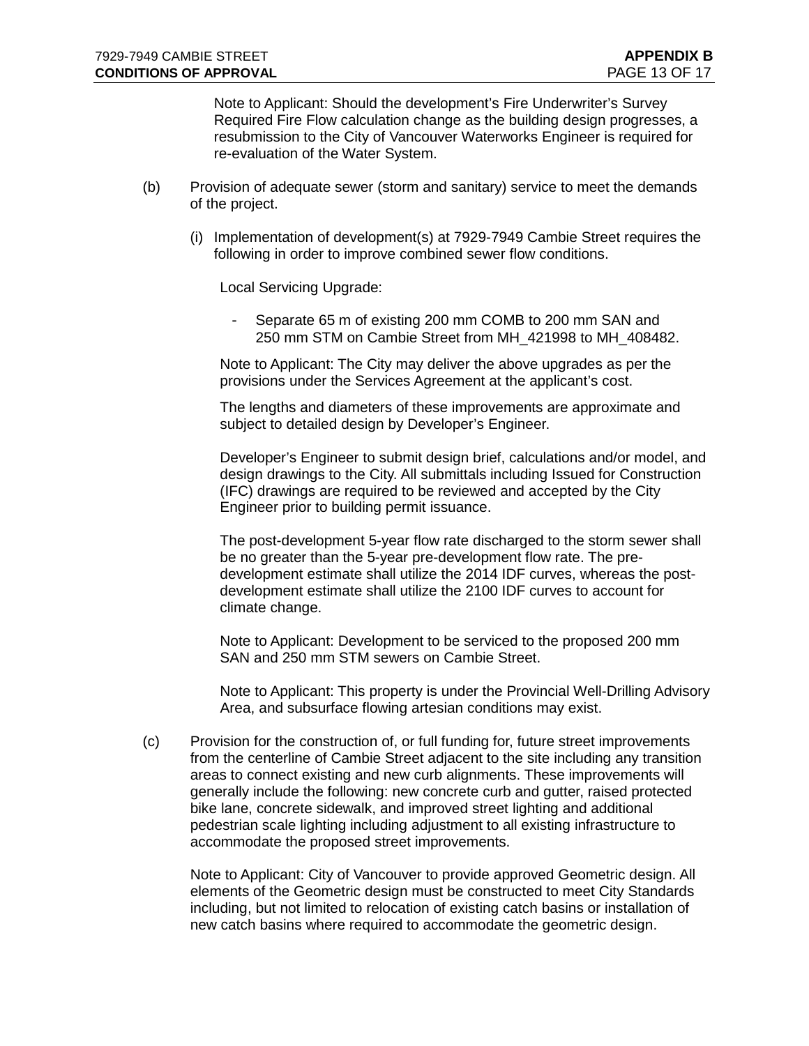Note to Applicant: Should the development's Fire Underwriter's Survey Required Fire Flow calculation change as the building design progresses, a resubmission to the City of Vancouver Waterworks Engineer is required for re-evaluation of the Water System.

(b) Provision of adequate sewer (storm and sanitary) service to meet the demands of the project.

(i) Implementation of development(s) at 7929-7949 Cambie Street requires the following in order to improve combined sewer flow conditions.

Local Servicing Upgrade:

- Separate 65 m of existing 200 mm COMB to 200 mm SAN and 250 mm STM on Cambie Street from MH_421998 to MH_408482.

Note to Applicant: The City may deliver the above upgrades as per the provisions under the Services Agreement at the applicant's cost.

The lengths and diameters of these improvements are approximate and subject to detailed design by Developer's Engineer.

Developer's Engineer to submit design brief, calculations and/or model, and design drawings to the City. All submittals including Issued for Construction (IFC) drawings are required to be reviewed and accepted by the City Engineer prior to building permit issuance.

The post-development 5-year flow rate discharged to the storm sewer shall be no greater than the 5-year pre-development flow rate. The pre-development estimate shall utilize the 2014 IDF curves, whereas the post-development estimate shall utilize the 2100 IDF curves to account for climate change.

Note to Applicant: Development to be serviced to the proposed 200 mm SAN and 250 mm STM sewers on Cambie Street.

Note to Applicant: This property is under the Provincial Well-Drilling Advisory Area, and subsurface flowing artesian conditions may exist.

(c) Provision for the construction of, or full funding for, future street improvements from the centerline of Cambie Street adjacent to the site including any transition areas to connect existing and new curb alignments. These improvements will generally include the following: new concrete curb and gutter, raised protected bike lane, concrete sidewalk, and improved street lighting and additional pedestrian scale lighting including adjustment to all existing infrastructure to accommodate the proposed street improvements.

Note to Applicant: City of Vancouver to provide approved Geometric design. All elements of the Geometric design must be constructed to meet City Standards including, but not limited to relocation of existing catch basins or installation of new catch basins where required to accommodate the geometric design.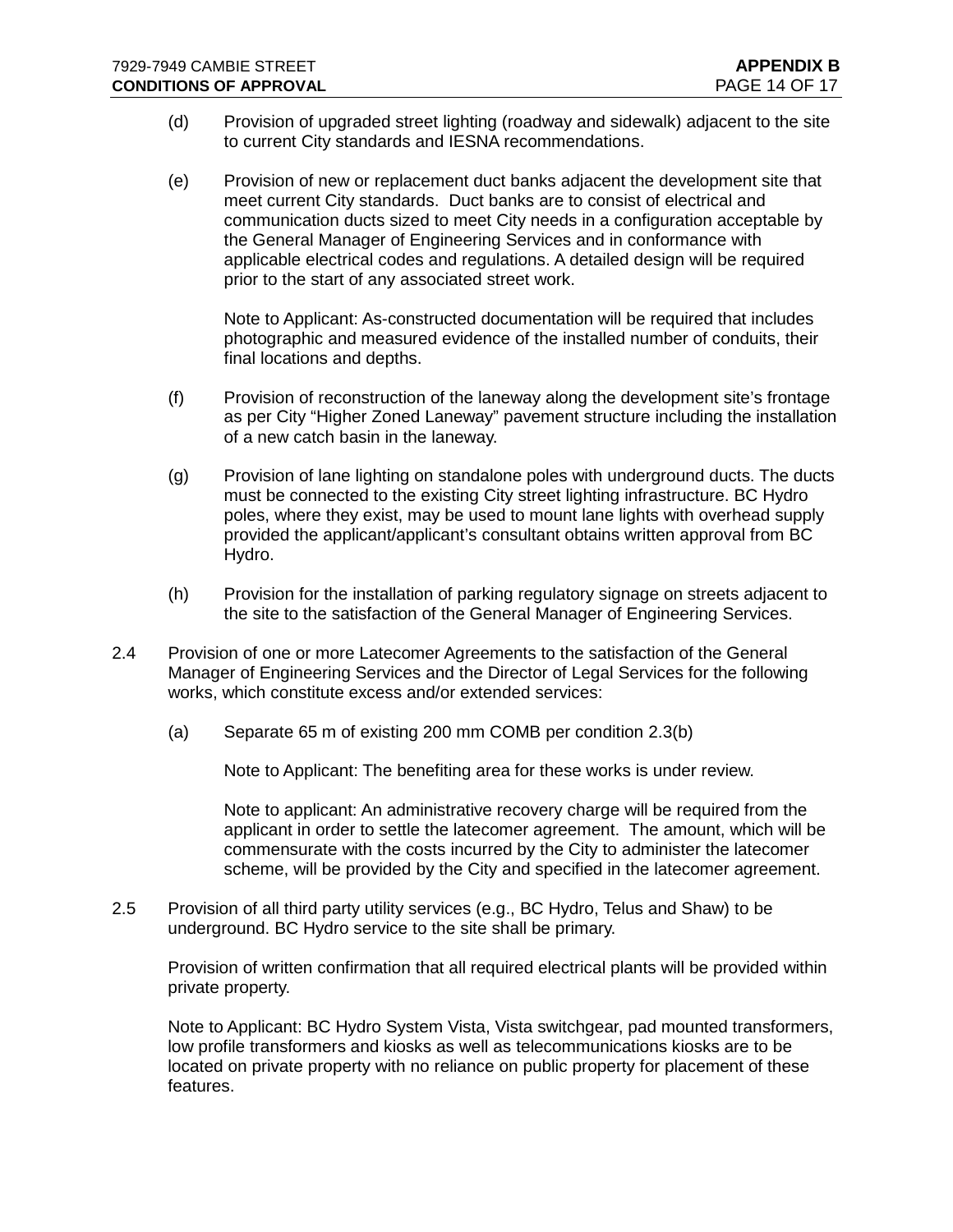(d) Provision of upgraded street lighting (roadway and sidewalk) adjacent to the site to current City standards and IESNA recommendations.

(e) Provision of new or replacement duct banks adjacent the development site that meet current City standards. Duct banks are to consist of electrical and communication ducts sized to meet City needs in a configuration acceptable by the General Manager of Engineering Services and in conformance with applicable electrical codes and regulations. A detailed design will be required prior to the start of any associated street work.

Note to Applicant: As-constructed documentation will be required that includes photographic and measured evidence of the installed number of conduits, their final locations and depths.

(f) Provision of reconstruction of the laneway along the development site's frontage as per City "Higher Zoned Laneway" pavement structure including the installation of a new catch basin in the laneway.

(g) Provision of lane lighting on standalone poles with underground ducts. The ducts must be connected to the existing City street lighting infrastructure. BC Hydro poles, where they exist, may be used to mount lane lights with overhead supply provided the applicant/applicant's consultant obtains written approval from BC Hydro.

(h) Provision for the installation of parking regulatory signage on streets adjacent to the site to the satisfaction of the General Manager of Engineering Services.

2.4 Provision of one or more Latecomer Agreements to the satisfaction of the General Manager of Engineering Services and the Director of Legal Services for the following works, which constitute excess and/or extended services:

(a) Separate 65 m of existing 200 mm COMB per condition 2.3(b)

Note to Applicant: The benefiting area for these works is under review.

Note to applicant: An administrative recovery charge will be required from the applicant in order to settle the latecomer agreement. The amount, which will be commensurate with the costs incurred by the City to administer the latecomer scheme, will be provided by the City and specified in the latecomer agreement.

2.5 Provision of all third party utility services (e.g., BC Hydro, Telus and Shaw) to be underground. BC Hydro service to the site shall be primary.

Provision of written confirmation that all required electrical plants will be provided within private property.

Note to Applicant: BC Hydro System Vista, Vista switchgear, pad mounted transformers, low profile transformers and kiosks as well as telecommunications kiosks are to be located on private property with no reliance on public property for placement of these features.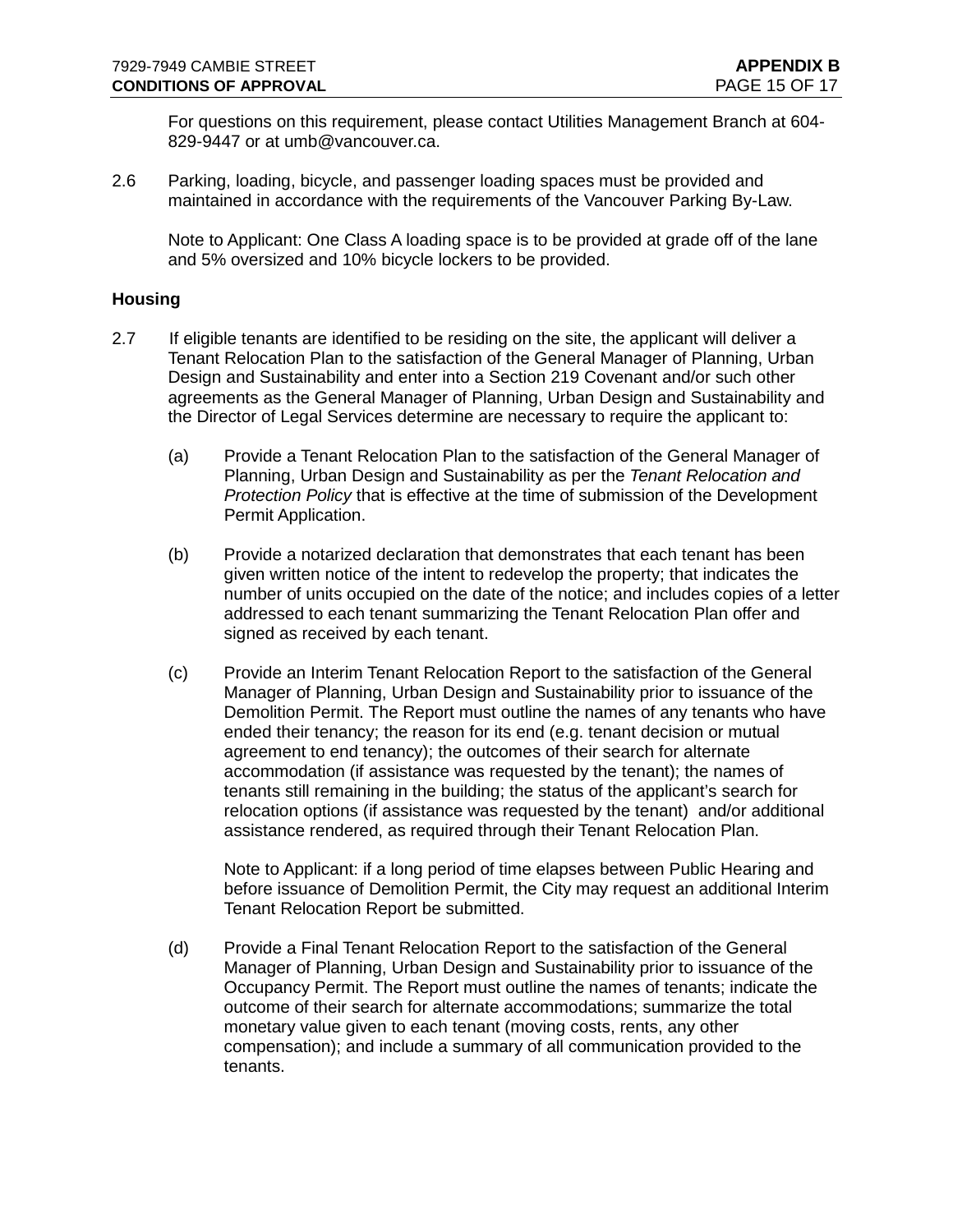For questions on this requirement, please contact Utilities Management Branch at 604-829-9447 or at umb@vancouver.ca.

2.6 Parking, loading, bicycle, and passenger loading spaces must be provided and maintained in accordance with the requirements of the Vancouver Parking By-Law.

Note to Applicant: One Class A loading space is to be provided at grade off of the lane and 5% oversized and 10% bicycle lockers to be provided.

**Housing**

2.7 If eligible tenants are identified to be residing on the site, the applicant will deliver a Tenant Relocation Plan to the satisfaction of the General Manager of Planning, Urban Design and Sustainability and enter into a Section 219 Covenant and/or such other agreements as the General Manager of Planning, Urban Design and Sustainability and the Director of Legal Services determine are necessary to require the applicant to:

(a) Provide a Tenant Relocation Plan to the satisfaction of the General Manager of Planning, Urban Design and Sustainability as per the *Tenant Relocation and Protection Policy* that is effective at the time of submission of the Development Permit Application.

(b) Provide a notarized declaration that demonstrates that each tenant has been given written notice of the intent to redevelop the property; that indicates the number of units occupied on the date of the notice; and includes copies of a letter addressed to each tenant summarizing the Tenant Relocation Plan offer and signed as received by each tenant.

(c) Provide an Interim Tenant Relocation Report to the satisfaction of the General Manager of Planning, Urban Design and Sustainability prior to issuance of the Demolition Permit. The Report must outline the names of any tenants who have ended their tenancy; the reason for its end (e.g. tenant decision or mutual agreement to end tenancy); the outcomes of their search for alternate accommodation (if assistance was requested by the tenant); the names of tenants still remaining in the building; the status of the applicant's search for relocation options (if assistance was requested by the tenant) and/or additional assistance rendered, as required through their Tenant Relocation Plan.

Note to Applicant: if a long period of time elapses between Public Hearing and before issuance of Demolition Permit, the City may request an additional Interim Tenant Relocation Report be submitted.

(d) Provide a Final Tenant Relocation Report to the satisfaction of the General Manager of Planning, Urban Design and Sustainability prior to issuance of the Occupancy Permit. The Report must outline the names of tenants; indicate the outcome of their search for alternate accommodations; summarize the total monetary value given to each tenant (moving costs, rents, any other compensation); and include a summary of all communication provided to the tenants.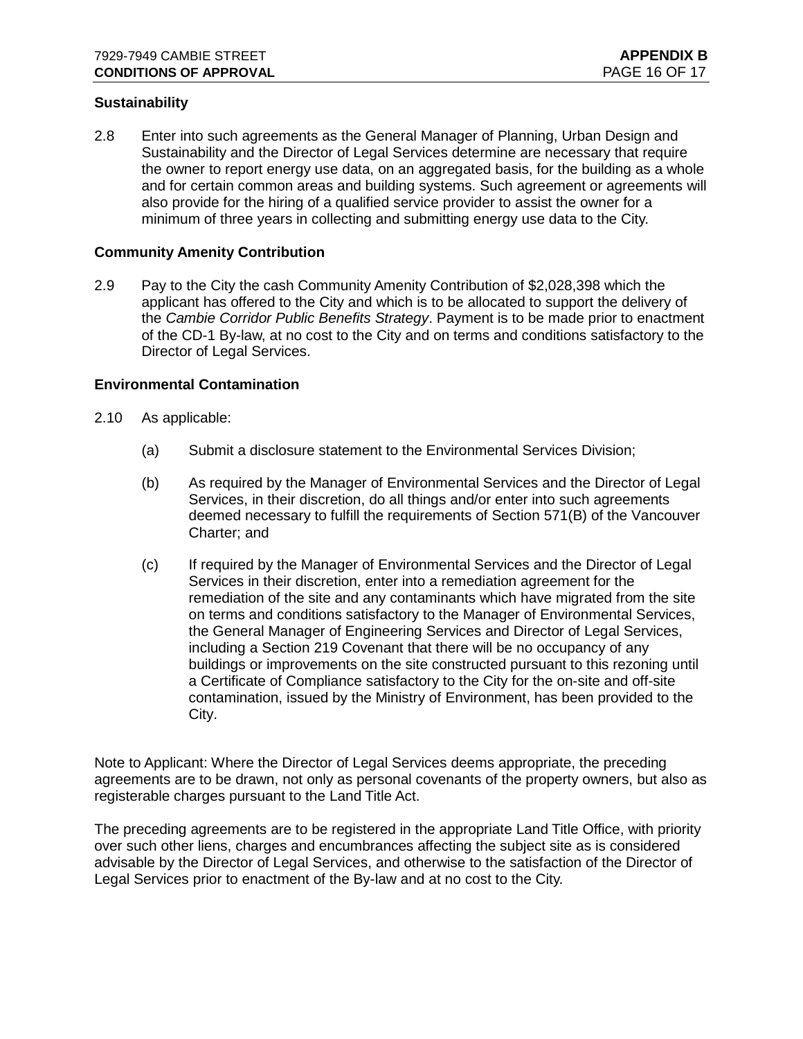**Sustainability**

2.8 Enter into such agreements as the General Manager of Planning, Urban Design and Sustainability and the Director of Legal Services determine are necessary that require the owner to report energy use data, on an aggregated basis, for the building as a whole and for certain common areas and building systems. Such agreement or agreements will also provide for the hiring of a qualified service provider to assist the owner for a minimum of three years in collecting and submitting energy use data to the City.

**Community Amenity Contribution**

2.9 Pay to the City the cash Community Amenity Contribution of $2,028,398 which the applicant has offered to the City and which is to be allocated to support the delivery of the *Cambie Corridor Public Benefits Strategy*. Payment is to be made prior to enactment of the CD-1 By-law, at no cost to the City and on terms and conditions satisfactory to the Director of Legal Services.

**Environmental Contamination**

2.10 As applicable:

(a) Submit a disclosure statement to the Environmental Services Division;

(b) As required by the Manager of Environmental Services and the Director of Legal Services, in their discretion, do all things and/or enter into such agreements deemed necessary to fulfill the requirements of Section 571(B) of the Vancouver Charter; and

(c) If required by the Manager of Environmental Services and the Director of Legal Services in their discretion, enter into a remediation agreement for the remediation of the site and any contaminants which have migrated from the site on terms and conditions satisfactory to the Manager of Environmental Services, the General Manager of Engineering Services and Director of Legal Services, including a Section 219 Covenant that there will be no occupancy of any buildings or improvements on the site constructed pursuant to this rezoning until a Certificate of Compliance satisfactory to the City for the on-site and off-site contamination, issued by the Ministry of Environment, has been provided to the City.

Note to Applicant: Where the Director of Legal Services deems appropriate, the preceding agreements are to be drawn, not only as personal covenants of the property owners, but also as registerable charges pursuant to the Land Title Act.

The preceding agreements are to be registered in the appropriate Land Title Office, with priority over such other liens, charges and encumbrances affecting the subject site as is considered advisable by the Director of Legal Services, and otherwise to the satisfaction of the Director of Legal Services prior to enactment of the By-law and at no cost to the City.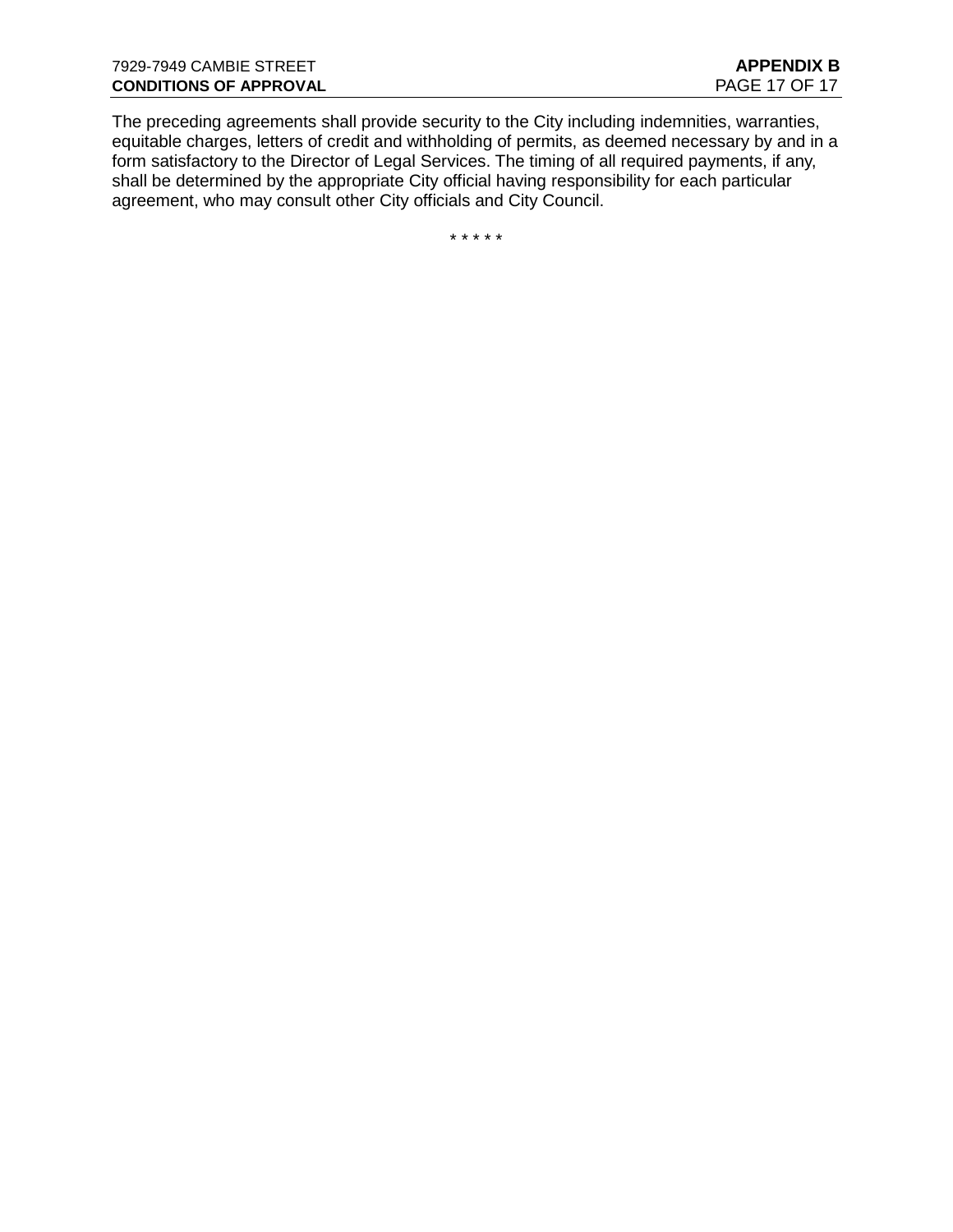The preceding agreements shall provide security to the City including indemnities, warranties, equitable charges, letters of credit and withholding of permits, as deemed necessary by and in a form satisfactory to the Director of Legal Services. The timing of all required payments, if any, shall be determined by the appropriate City official having responsibility for each particular agreement, who may consult other City officials and City Council.

* * * * *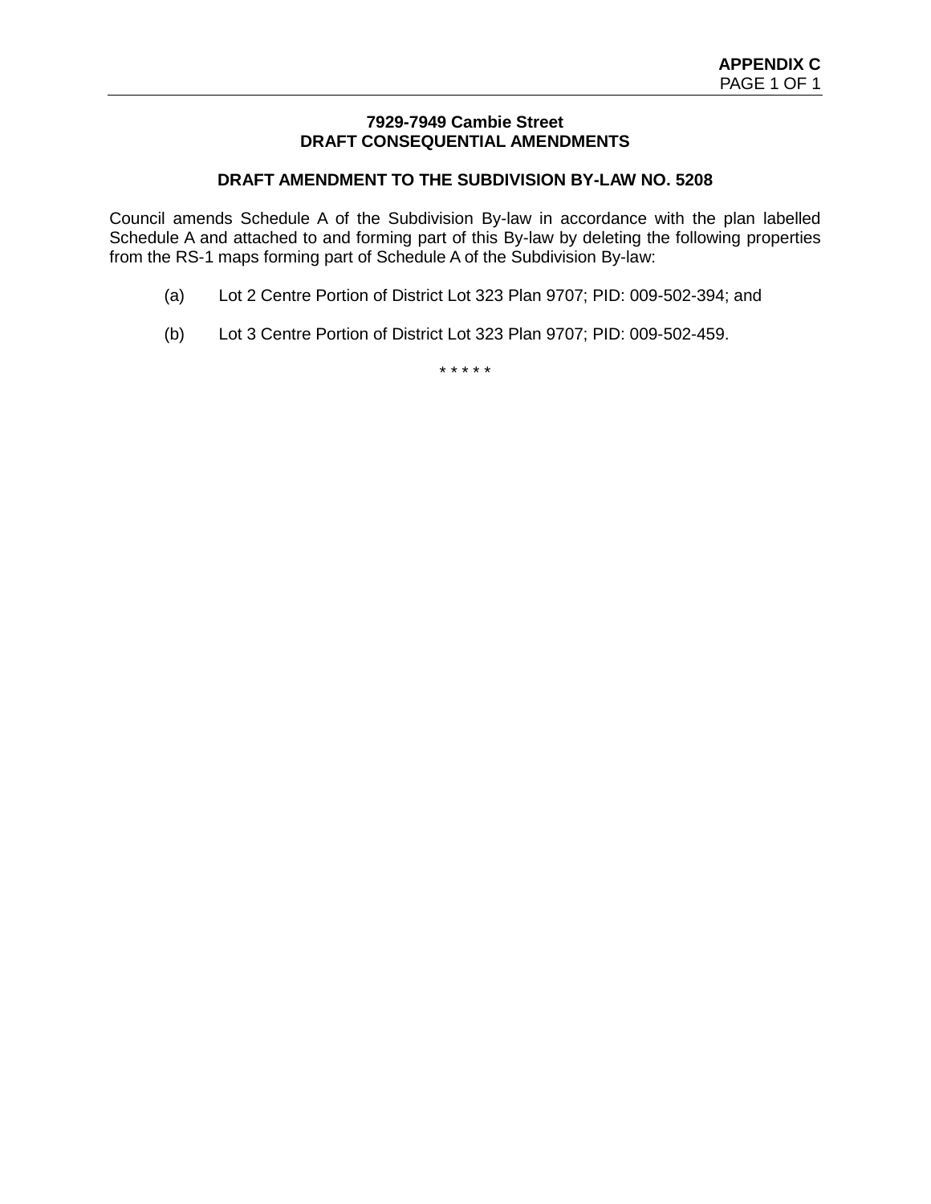**APPENDIX C**

**7929-7949 Cambie Street**
**DRAFT CONSEQUENTIAL AMENDMENTS**

**DRAFT AMENDMENT TO THE SUBDIVISION BY-LAW NO. 5208**

Council amends Schedule A of the Subdivision By-law in accordance with the plan labelled Schedule A and attached to and forming part of this By-law by deleting the following properties from the RS-1 maps forming part of Schedule A of the Subdivision By-law:

(a) Lot 2 Centre Portion of District Lot 323 Plan 9707; PID: 009-502-394; and

(b) Lot 3 Centre Portion of District Lot 323 Plan 9707; PID: 009-502-459.

* * * * *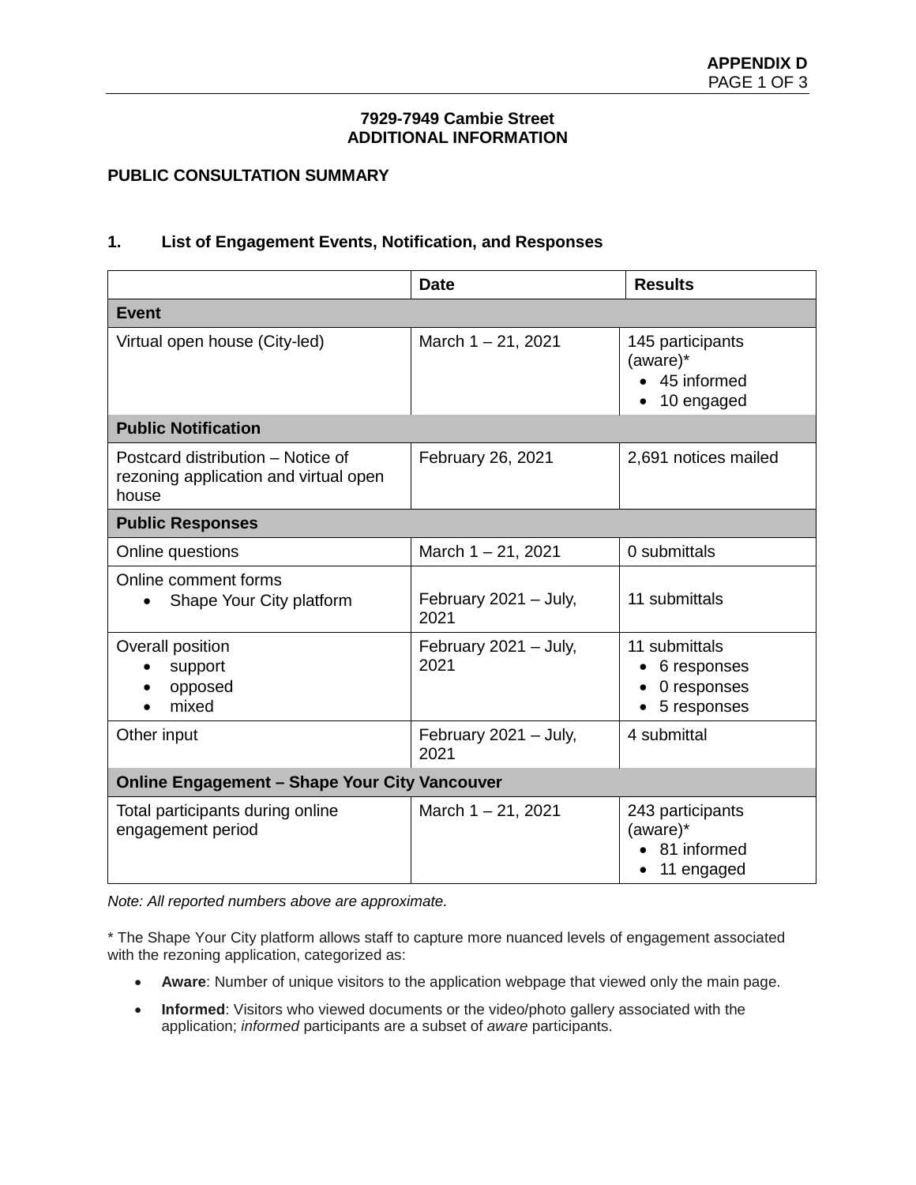**7929-7949 Cambie Street**
**ADDITIONAL INFORMATION**

## PUBLIC CONSULTATION SUMMARY

### 1. List of Engagement Events, Notification, and Responses

| | Date | Results |
|---|---|---|
| **Event** | | |
| Virtual open house (City-led) | March 1 – 21, 2021 | 145 participants (aware)* <br>• 45 informed <br>• 10 engaged |
| **Public Notification** | | |
| Postcard distribution – Notice of rezoning application and virtual open house | February 26, 2021 | 2,691 notices mailed |
| **Public Responses** | | |
| Online questions | March 1 – 21, 2021 | 0 submittals |
| Online comment forms <br>• Shape Your City platform | February 2021 – July, 2021 | 11 submittals |
| Overall position <br>• support <br>• opposed <br>• mixed | February 2021 – July, 2021 | 11 submittals <br>• 6 responses <br>• 0 responses <br>• 5 responses |
| Other input | February 2021 – July, 2021 | 4 submittal |
| **Online Engagement – Shape Your City Vancouver** | | |
| Total participants during online engagement period | March 1 – 21, 2021 | 243 participants (aware)* <br>• 81 informed <br>• 11 engaged |

*Note: All reported numbers above are approximate.*

* The Shape Your City platform allows staff to capture more nuanced levels of engagement associated with the rezoning application, categorized as:

- **Aware**: Number of unique visitors to the application webpage that viewed only the main page.
- **Informed**: Visitors who viewed documents or the video/photo gallery associated with the application; *informed* participants are a subset of *aware* participants.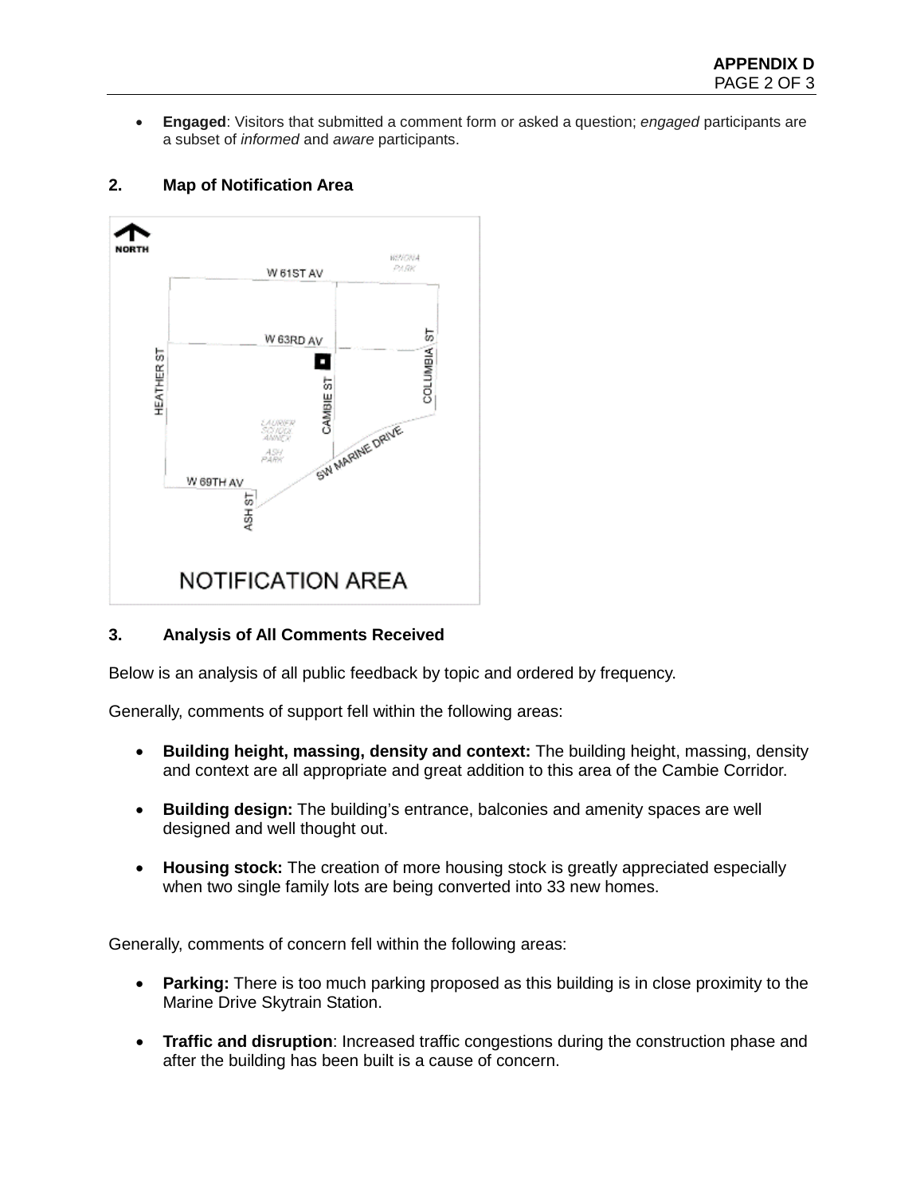- **Engaged**: Visitors that submitted a comment form or asked a question; *engaged* participants are a subset of *informed* and *aware* participants.

## 2. Map of Notification Area

## 3. Analysis of All Comments Received

Below is an analysis of all public feedback by topic and ordered by frequency.

Generally, comments of support fell within the following areas:

- **Building height, massing, density and context:** The building height, massing, density and context are all appropriate and great addition to this area of the Cambie Corridor.
- **Building design:** The building's entrance, balconies and amenity spaces are well designed and well thought out.
- **Housing stock:** The creation of more housing stock is greatly appreciated especially when two single family lots are being converted into 33 new homes.

Generally, comments of concern fell within the following areas:

- **Parking:** There is too much parking proposed as this building is in close proximity to the Marine Drive Skytrain Station.
- **Traffic and disruption**: Increased traffic congestions during the construction phase and after the building has been built is a cause of concern.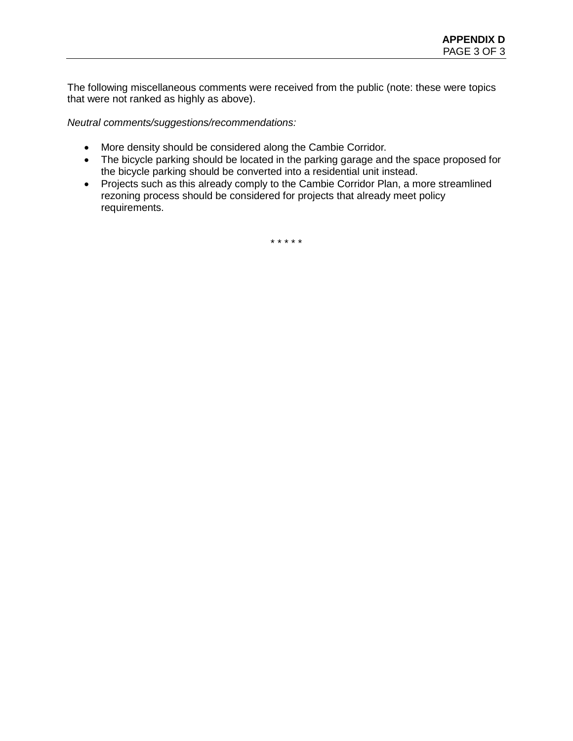The following miscellaneous comments were received from the public (note: these were topics that were not ranked as highly as above).

*Neutral comments/suggestions/recommendations:*

- More density should be considered along the Cambie Corridor.
- The bicycle parking should be located in the parking garage and the space proposed for the bicycle parking should be converted into a residential unit instead.
- Projects such as this already comply to the Cambie Corridor Plan, a more streamlined rezoning process should be considered for projects that already meet policy requirements.

* * * * *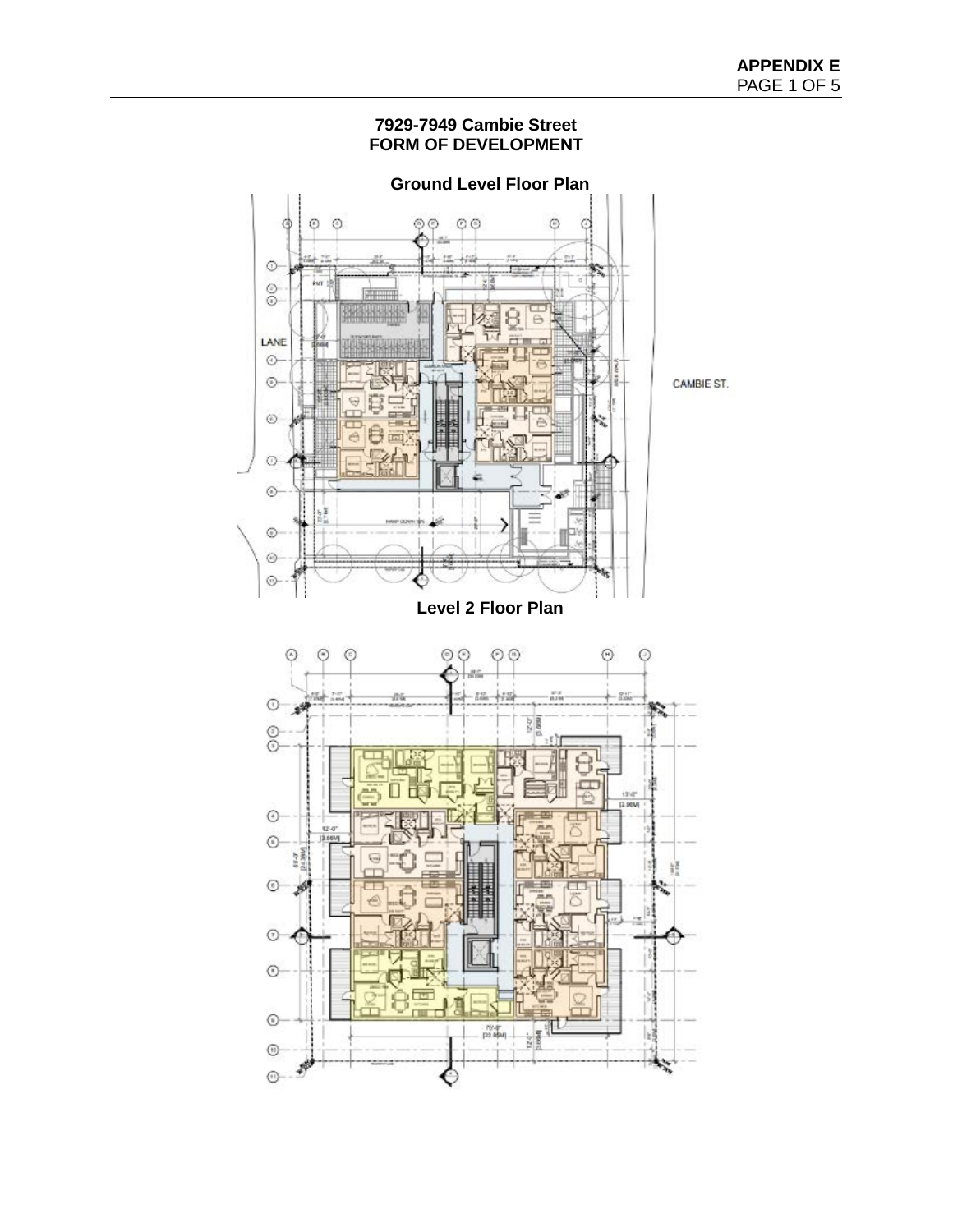**7929-7949 Cambie Street**
**FORM OF DEVELOPMENT**

**Ground Level Floor Plan**

LANE

CAMBIE ST.

**Level 2 Floor Plan**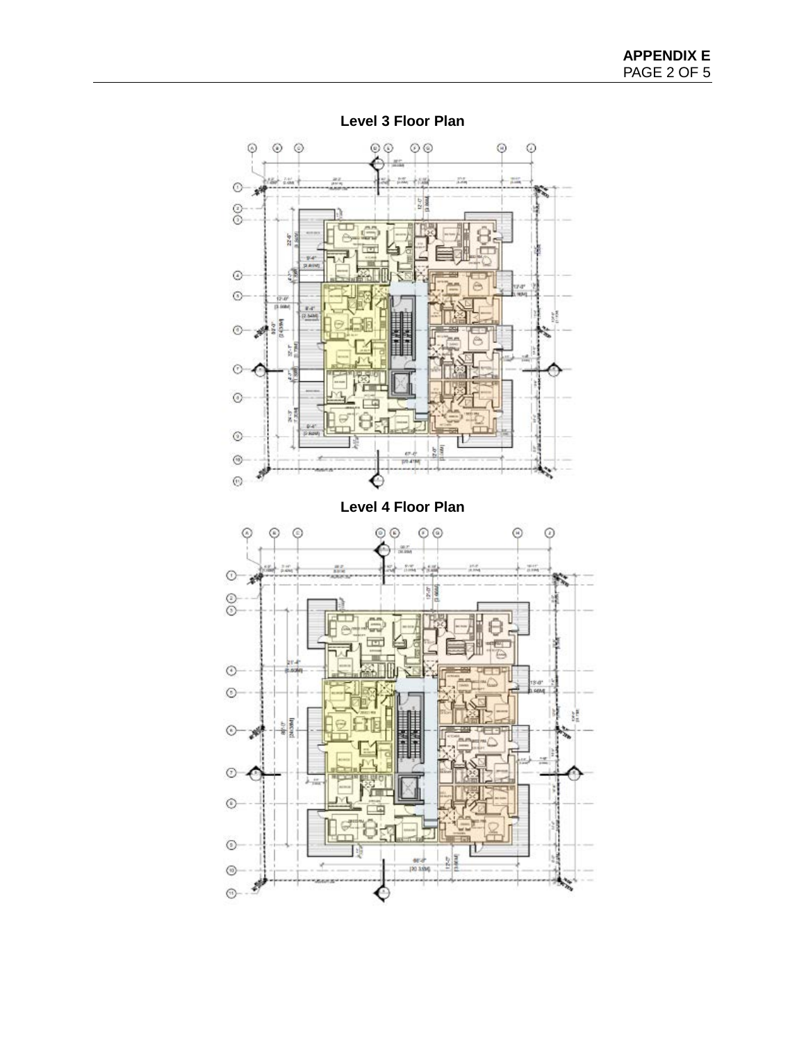## Level 3 Floor Plan

## Level 4 Floor Plan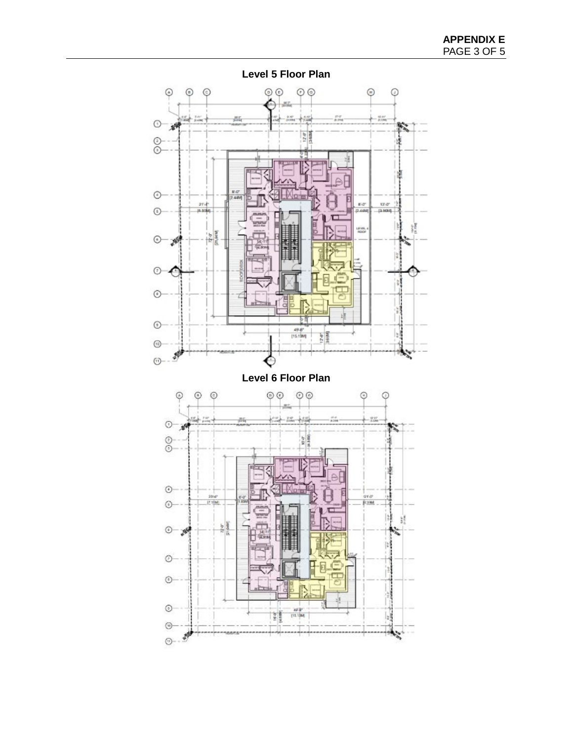## Level 5 Floor Plan

## Level 6 Floor Plan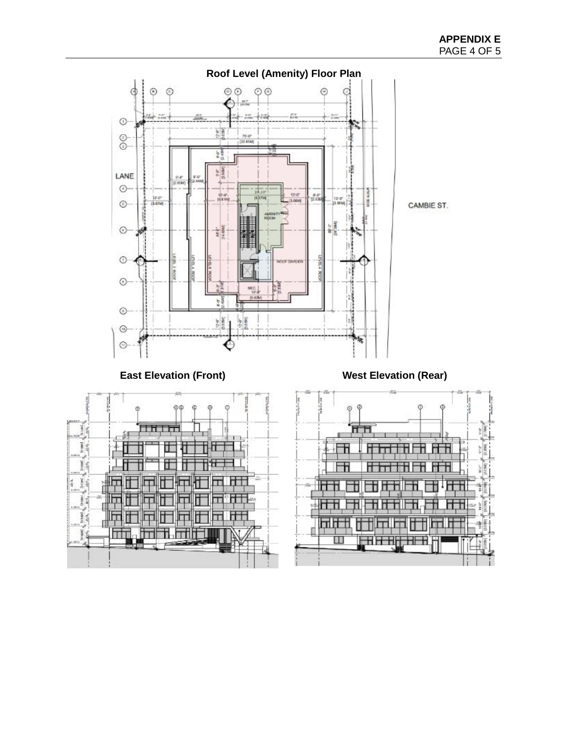APPENDIX E

**Roof Level (Amenity) Floor Plan**

**East Elevation (Front)**

**West Elevation (Rear)**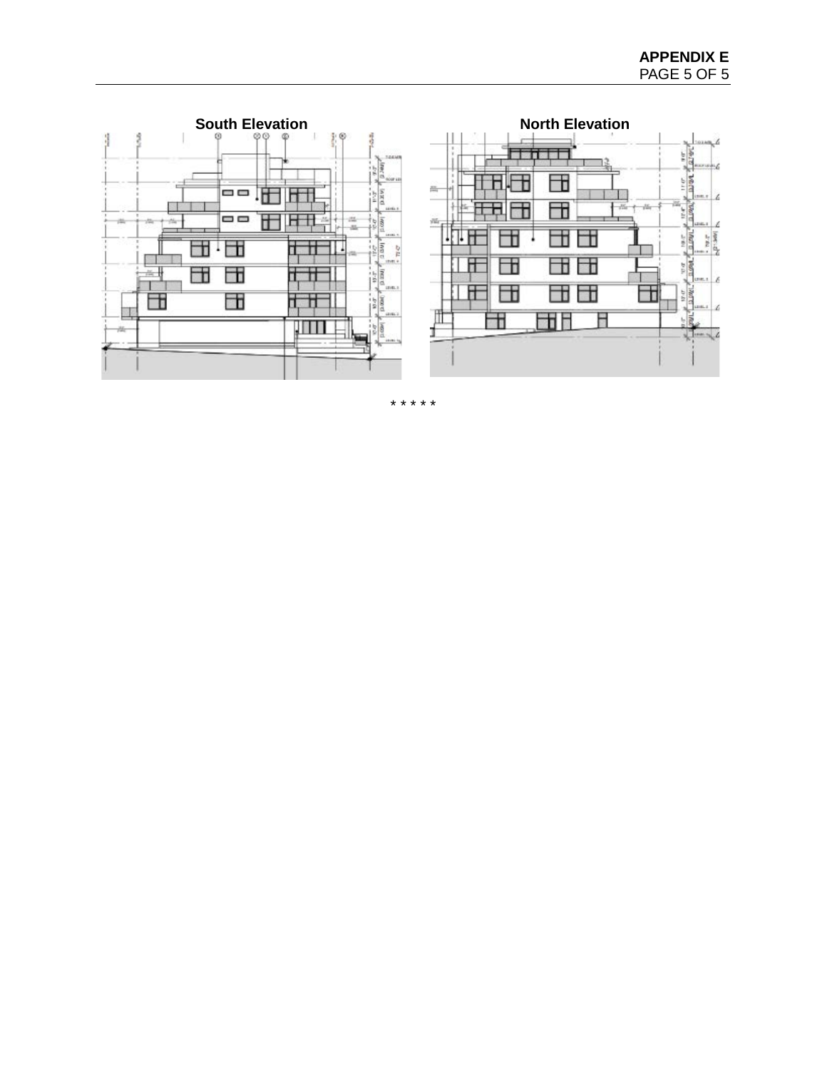**South Elevation**

**North Elevation**

\* \* \* \* \*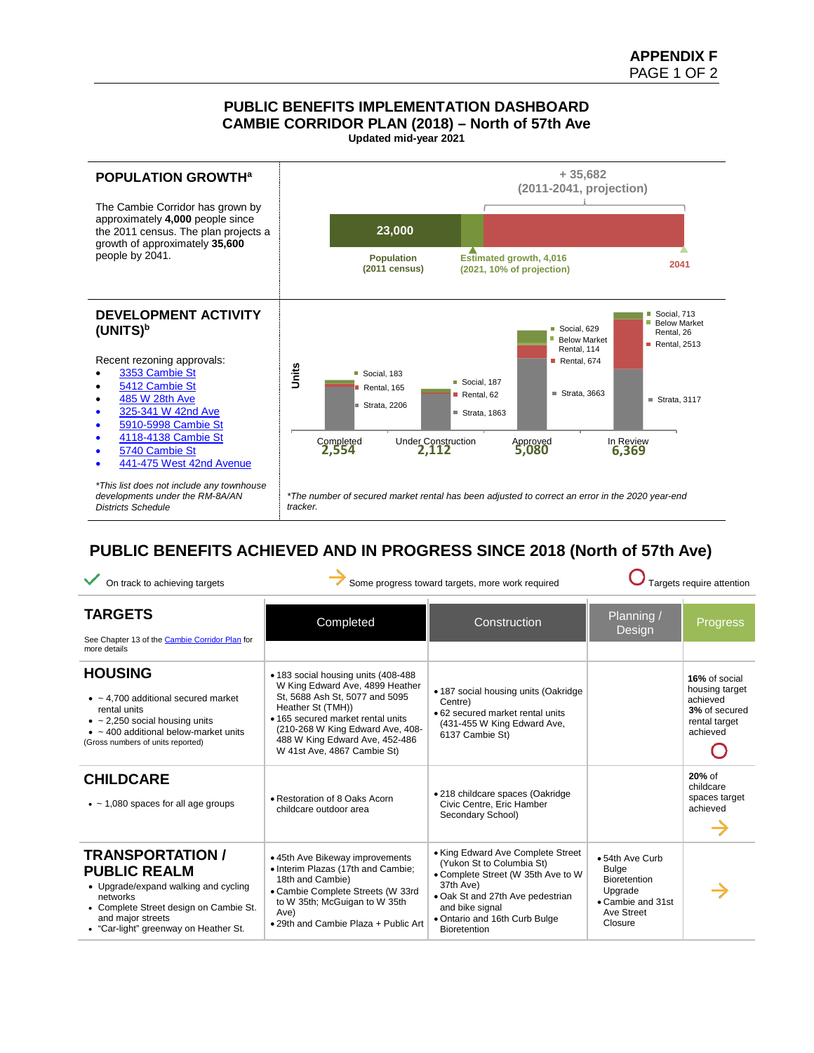**APPENDIX F**
PAGE 1 OF 2

# PUBLIC BENEFITS IMPLEMENTATION DASHBOARD
# CAMBIE CORRIDOR PLAN (2018) – North of 57th Ave

**Updated mid-year 2021**

## POPULATION GROWTH[a]

The Cambie Corridor has grown by approximately **4,000** people since the 2011 census. The plan projects a growth of approximately **35,600** people by 2041.

+ 35,682
(2011-2041, projection)

23,000

Population (2011 census)

Estimated growth, 4,016 (2021, 10% of projection)

2041

## DEVELOPMENT ACTIVITY (UNITS)[b]

Recent rezoning approvals:

- 3353 Cambie St
- 5412 Cambie St
- 485 W 28th Ave
- 325-341 W 42nd Ave
- 5910-5998 Cambie St
- 4118-4138 Cambie St
- 5740 Cambie St
- 441-475 West 42nd Avenue

*This list does not include any townhouse developments under the RM-8A/AN Districts Schedule*

| | Completed | Under Construction | Approved | In Review |
|---|---|---|---|---|
| Total Units | 2,554 | 2,112 | 5,080 | 6,369 |
| Social | 183 | 187 | 629 | 713 |
| Below Market Rental | | | 114 | 26 |
| Rental | 165 | 62 | 674 | 2513 |
| Strata | 2206 | 1863 | 3663 | 3117 |

*The number of secured market rental has been adjusted to correct an error in the 2020 year-end tracker.*

## PUBLIC BENEFITS ACHIEVED AND IN PROGRESS SINCE 2018 (North of 57th Ave)

✓ On track to achieving targets → Some progress toward targets, more work required ○ Targets require attention

| TARGETS<br>See Chapter 13 of the Cambie Corridor Plan for more details | Completed | Construction | Planning / Design | Progress |
|---|---|---|---|---|
| **HOUSING**<br>• ~ 4,700 additional secured market rental units<br>• ~ 2,250 social housing units<br>• ~ 400 additional below-market units<br>(Gross numbers of units reported) | • 183 social housing units (408-488 W King Edward Ave, 4899 Heather St, 5688 Ash St, 5077 and 5095 Heather St (TMH))<br>• 165 secured market rental units (210-268 W King Edward Ave, 408-488 W King Edward Ave, 452-486 W 41st Ave, 4867 Cambie St) | • 187 social housing units (Oakridge Centre)<br>• 62 secured market rental units (431-455 W King Edward Ave, 6137 Cambie St) | | **16%** of social housing target achieved<br>**3%** of secured rental target achieved<br>○ |
| **CHILDCARE**<br>• ~ 1,080 spaces for all age groups | • Restoration of 8 Oaks Acorn childcare outdoor area | • 218 childcare spaces (Oakridge Civic Centre, Eric Hamber Secondary School) | | **20%** of childcare spaces target achieved<br>→ |
| **TRANSPORTATION / PUBLIC REALM**<br>• Upgrade/expand walking and cycling networks<br>• Complete Street design on Cambie St. and major streets<br>• "Car-light" greenway on Heather St. | • 45th Ave Bikeway improvements<br>• Interim Plazas (17th and Cambie; 18th and Cambie)<br>• Cambie Complete Streets (W 33rd to W 35th; McGuigan to W 35th Ave)<br>• 29th and Cambie Plaza + Public Art | • King Edward Ave Complete Street (Yukon St to Columbia St)<br>• Complete Street (W 35th Ave to W 37th Ave)<br>• Oak St and 27th Ave pedestrian and bike signal<br>• Ontario and 16th Curb Bulge Bioretention | • 54th Ave Curb Bulge Bioretention Upgrade<br>• Cambie and 31st Ave Street Closure | → |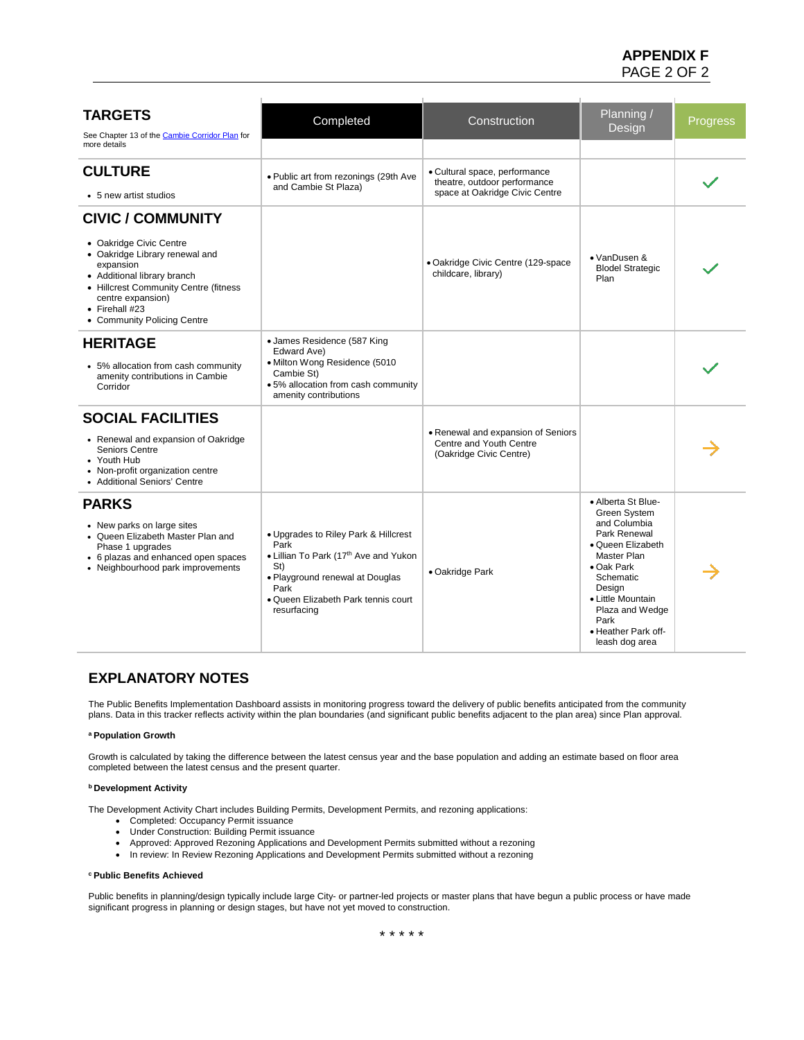# APPENDIX F

| TARGETS<br>See Chapter 13 of the Cambie Corridor Plan for more details | Completed | Construction | Planning / Design | Progress |
|---|---|---|---|---|
| **CULTURE**<br>• 5 new artist studios | • Public art from rezonings (29th Ave and Cambie St Plaza) | • Cultural space, performance theatre, outdoor performance space at Oakridge Civic Centre | | ✓ |
| **CIVIC / COMMUNITY**<br>• Oakridge Civic Centre<br>• Oakridge Library renewal and expansion<br>• Additional library branch<br>• Hillcrest Community Centre (fitness centre expansion)<br>• Firehall #23<br>• Community Policing Centre | | • Oakridge Civic Centre (129-space childcare, library) | • VanDusen & Blodel Strategic Plan | ✓ |
| **HERITAGE**<br>• 5% allocation from cash community amenity contributions in Cambie Corridor | • James Residence (587 King Edward Ave)<br>• Milton Wong Residence (5010 Cambie St)<br>• 5% allocation from cash community amenity contributions | | | ✓ |
| **SOCIAL FACILITIES**<br>• Renewal and expansion of Oakridge Seniors Centre<br>• Youth Hub<br>• Non-profit organization centre<br>• Additional Seniors' Centre | | • Renewal and expansion of Seniors Centre and Youth Centre (Oakridge Civic Centre) | | → |
| **PARKS**<br>• New parks on large sites<br>• Queen Elizabeth Master Plan and Phase 1 upgrades<br>• 6 plazas and enhanced open spaces<br>• Neighbourhood park improvements | • Upgrades to Riley Park & Hillcrest Park<br>• Lillian To Park (17th Ave and Yukon St)<br>• Playground renewal at Douglas Park<br>• Queen Elizabeth Park tennis court resurfacing | • Oakridge Park | • Alberta St Blue-Green System and Columbia Park Renewal<br>• Queen Elizabeth Master Plan<br>• Oak Park Schematic Design<br>• Little Mountain Plaza and Wedge Park<br>• Heather Park off-leash dog area | → |

## EXPLANATORY NOTES

The Public Benefits Implementation Dashboard assists in monitoring progress toward the delivery of public benefits anticipated from the community plans. Data in this tracker reflects activity within the plan boundaries (and significant public benefits adjacent to the plan area) since Plan approval.

**[a] Population Growth**

Growth is calculated by taking the difference between the latest census year and the base population and adding an estimate based on floor area completed between the latest census and the present quarter.

**[b] Development Activity**

The Development Activity Chart includes Building Permits, Development Permits, and rezoning applications:

- Completed: Occupancy Permit issuance
- Under Construction: Building Permit issuance
- Approved: Approved Rezoning Applications and Development Permits submitted without a rezoning
- In review: In Review Rezoning Applications and Development Permits submitted without a rezoning

**[c] Public Benefits Achieved**

Public benefits in planning/design typically include large City- or partner-led projects or master plans that have begun a public process or have made significant progress in planning or design stages, but have not yet moved to construction.

\* \* \* \* \*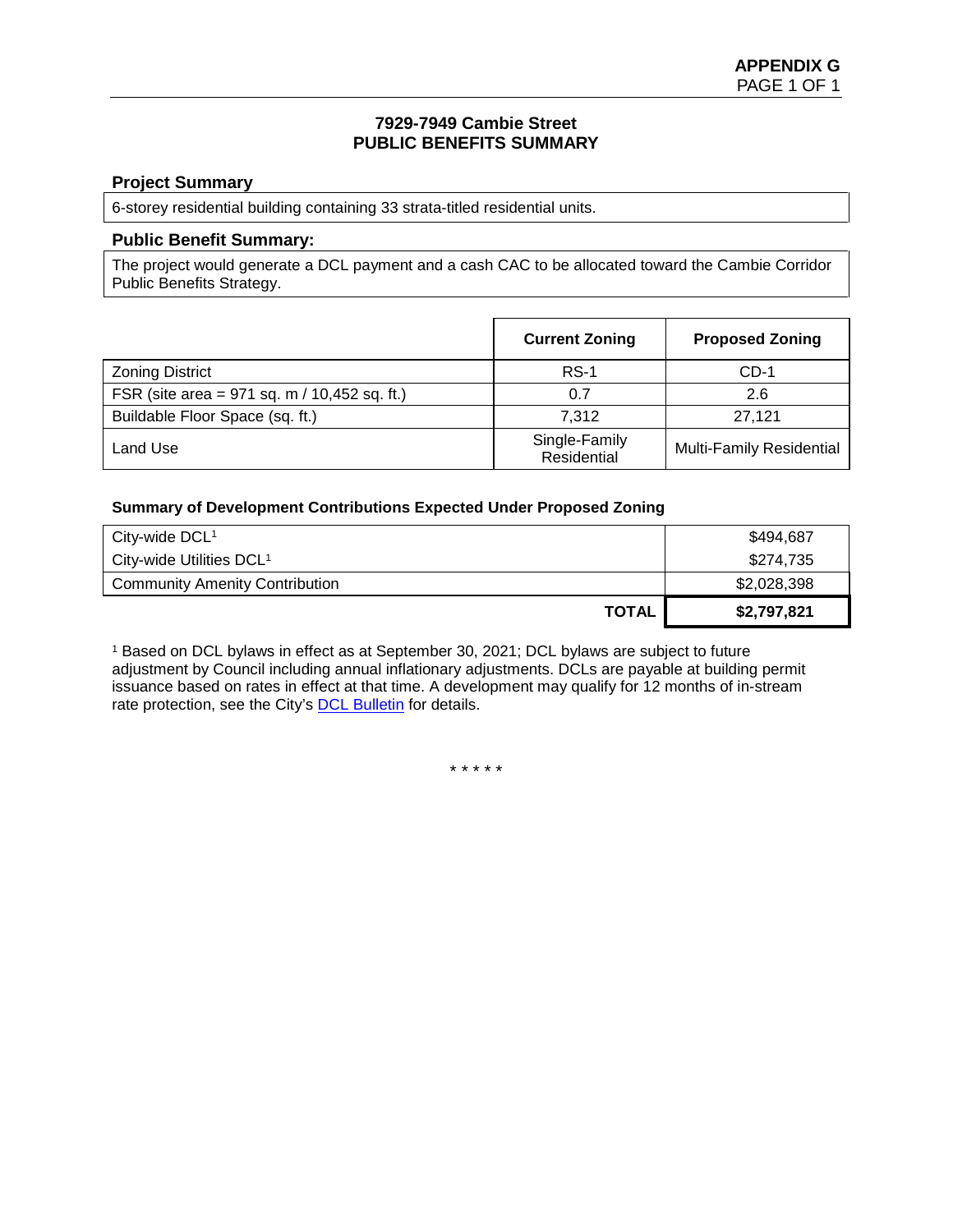**APPENDIX G**

# 7929-7949 Cambie Street
# PUBLIC BENEFITS SUMMARY

## Project Summary

6-storey residential building containing 33 strata-titled residential units.

## Public Benefit Summary:

The project would generate a DCL payment and a cash CAC to be allocated toward the Cambie Corridor Public Benefits Strategy.

| | Current Zoning | Proposed Zoning |
|---|---|---|
| Zoning District | RS-1 | CD-1 |
| FSR (site area = 971 sq. m / 10,452 sq. ft.) | 0.7 | 2.6 |
| Buildable Floor Space (sq. ft.) | 7,312 | 27,121 |
| Land Use | Single-Family Residential | Multi-Family Residential |

### Summary of Development Contributions Expected Under Proposed Zoning

| | |
|---|---|
| City-wide DCL[1] | $494,687 |
| City-wide Utilities DCL[1] | $274,735 |
| Community Amenity Contribution | $2,028,398 |
| **TOTAL** | **$2,797,821** |

[1] Based on DCL bylaws in effect as at September 30, 2021; DCL bylaws are subject to future adjustment by Council including annual inflationary adjustments. DCLs are payable at building permit issuance based on rates in effect at that time. A development may qualify for 12 months of in-stream rate protection, see the City's DCL Bulletin for details.

* * * * *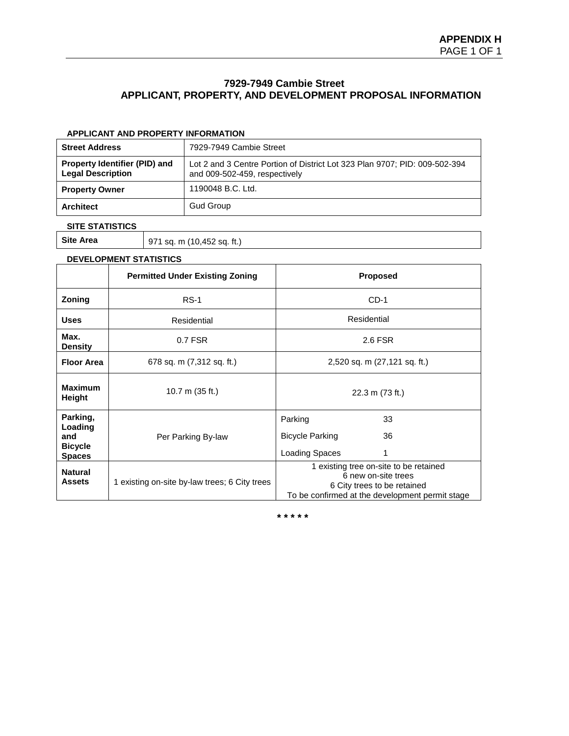**APPENDIX H**
PAGE 1 OF 1

## 7929-7949 Cambie Street
## APPLICANT, PROPERTY, AND DEVELOPMENT PROPOSAL INFORMATION

### APPLICANT AND PROPERTY INFORMATION

| | |
|---|---|
| **Street Address** | 7929-7949 Cambie Street |
| **Property Identifier (PID) and Legal Description** | Lot 2 and 3 Centre Portion of District Lot 323 Plan 9707; PID: 009-502-394 and 009-502-459, respectively |
| **Property Owner** | 1190048 B.C. Ltd. |
| **Architect** | Gud Group |

### SITE STATISTICS

| | |
|---|---|
| **Site Area** | 971 sq. m (10,452 sq. ft.) |

### DEVELOPMENT STATISTICS

| | **Permitted Under Existing Zoning** | **Proposed** |
|---|---|---|
| **Zoning** | RS-1 | CD-1 |
| **Uses** | Residential | Residential |
| **Max. Density** | 0.7 FSR | 2.6 FSR |
| **Floor Area** | 678 sq. m (7,312 sq. ft.) | 2,520 sq. m (27,121 sq. ft.) |
| **Maximum Height** | 10.7 m (35 ft.) | 22.3 m (73 ft.) |
| **Parking, Loading and Bicycle Spaces** | Per Parking By-law | Parking 33<br>Bicycle Parking 36<br>Loading Spaces 1 |
| **Natural Assets** | 1 existing on-site by-law trees; 6 City trees | 1 existing tree on-site to be retained<br>6 new on-site trees<br>6 City trees to be retained<br>To be confirmed at the development permit stage |

\* \* \* \* \*